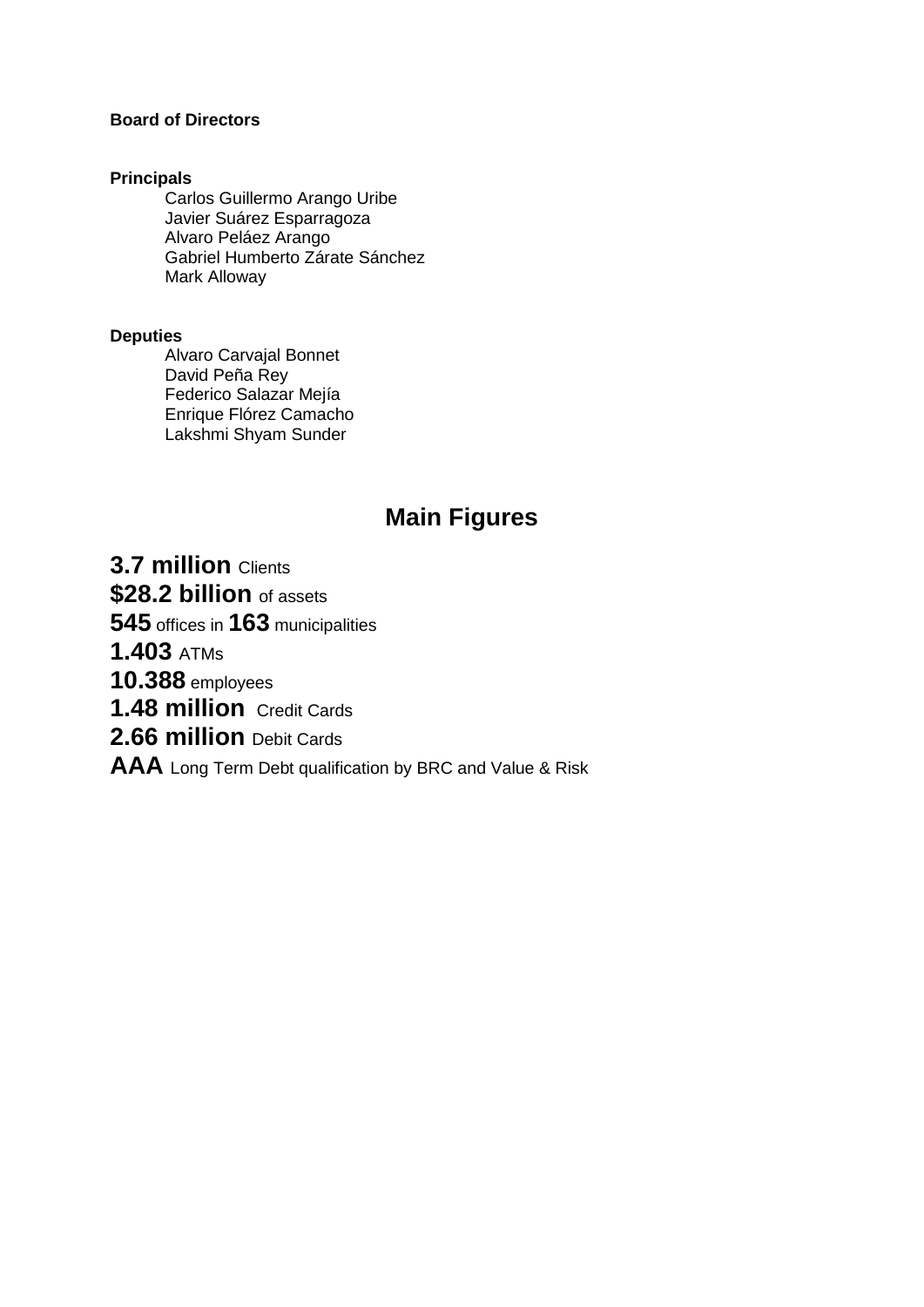**Board of Directors**

**Principals**

Carlos Guillermo Arango Uribe
Javier Suárez Esparragoza
Alvaro Peláez Arango
Gabriel Humberto Zárate Sánchez
Mark Alloway

**Deputies**

Alvaro Carvajal Bonnet
David Peña Rey
Federico Salazar Mejía
Enrique Flórez Camacho
Lakshmi Shyam Sunder

## Main Figures

**3.7 million** Clients

**$28.2 billion** of assets

**545** offices in **163** municipalities

**1.403** ATMs

**10.388** employees

**1.48 million** Credit Cards

**2.66 million** Debit Cards

**AAA** Long Term Debt qualification by BRC and Value & Risk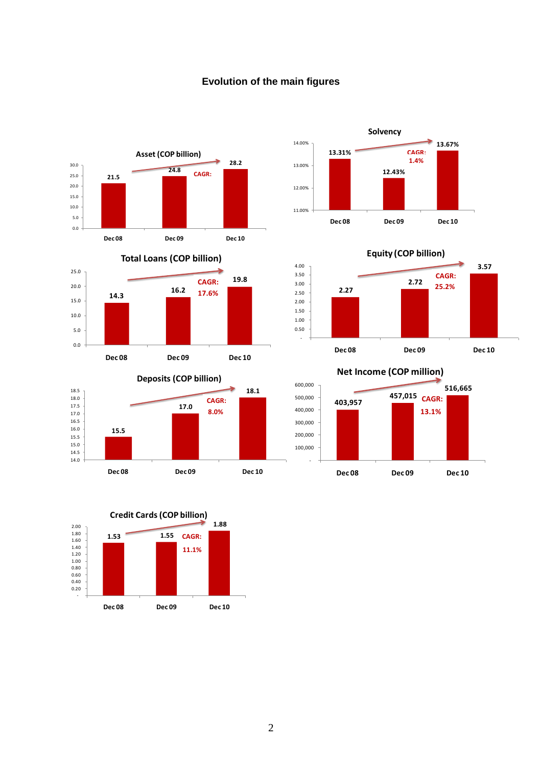# Evolution of the main figures

### Asset (COP billion)

| | Dec 08 | Dec 09 | Dec 10 |
|---|---|---|---|
| Asset | 21.5 | 24.8 | 28.2 |

CAGR:

### Solvency

| | Dec 08 | Dec 09 | Dec 10 |
|---|---|---|---|
| Solvency | 13.31% | 12.43% | 13.67% |

CAGR: 1.4%

### Total Loans (COP billion)

| | Dec 08 | Dec 09 | Dec 10 |
|---|---|---|---|
| Total Loans | 14.3 | 16.2 | 19.8 |

CAGR: 17.6%

### Equity (COP billion)

| | Dec 08 | Dec 09 | Dec 10 |
|---|---|---|---|
| Equity | 2.27 | 2.72 | 3.57 |

CAGR: 25.2%

### Deposits (COP billion)

| | Dec 08 | Dec 09 | Dec 10 |
|---|---|---|---|
| Deposits | 15.5 | 17.0 | 18.1 |

CAGR: 8.0%

### Net Income (COP million)

| | Dec 08 | Dec 09 | Dec 10 |
|---|---|---|---|
| Net Income | 403,957 | 457,015 | 516,665 |

CAGR: 13.1%

### Credit Cards (COP billion)

| | Dec 08 | Dec 09 | Dec 10 |
|---|---|---|---|
| Credit Cards | 1.53 | 1.55 | 1.88 |

CAGR: 11.1%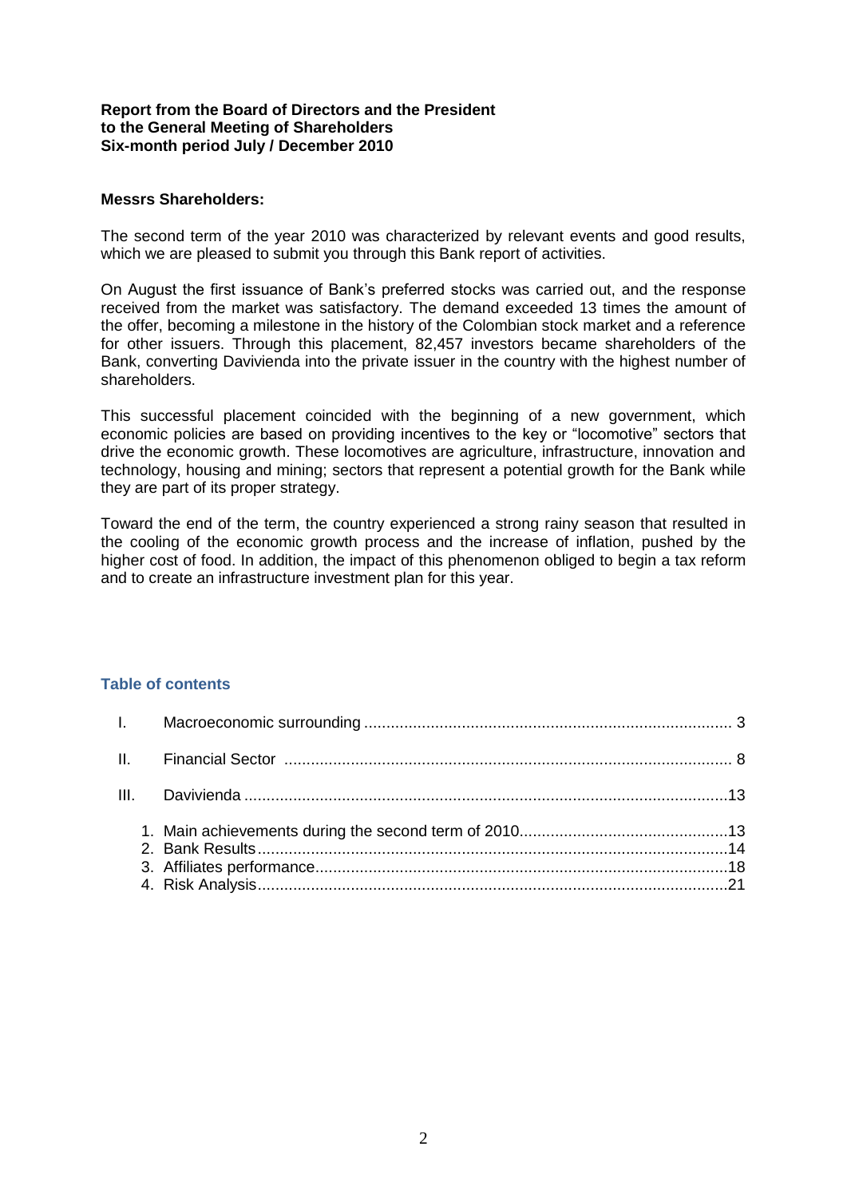**Report from the Board of Directors and the President**
**to the General Meeting of Shareholders**
**Six-month period July / December 2010**

**Messrs Shareholders:**

The second term of the year 2010 was characterized by relevant events and good results, which we are pleased to submit you through this Bank report of activities.

On August the first issuance of Bank's preferred stocks was carried out, and the response received from the market was satisfactory. The demand exceeded 13 times the amount of the offer, becoming a milestone in the history of the Colombian stock market and a reference for other issuers. Through this placement, 82,457 investors became shareholders of the Bank, converting Davivienda into the private issuer in the country with the highest number of shareholders.

This successful placement coincided with the beginning of a new government, which economic policies are based on providing incentives to the key or "locomotive" sectors that drive the economic growth. These locomotives are agriculture, infrastructure, innovation and technology, housing and mining; sectors that represent a potential growth for the Bank while they are part of its proper strategy.

Toward the end of the term, the country experienced a strong rainy season that resulted in the cooling of the economic growth process and the increase of inflation, pushed by the higher cost of food. In addition, the impact of this phenomenon obliged to begin a tax reform and to create an infrastructure investment plan for this year.

## Table of contents

I. Macroeconomic surrounding ........ 3

II. Financial Sector ........ 8

III. Davivienda ........ 13

1. Main achievements during the second term of 2010 ........ 13
2. Bank Results ........ 14
3. Affiliates performance ........ 18
4. Risk Analysis ........ 21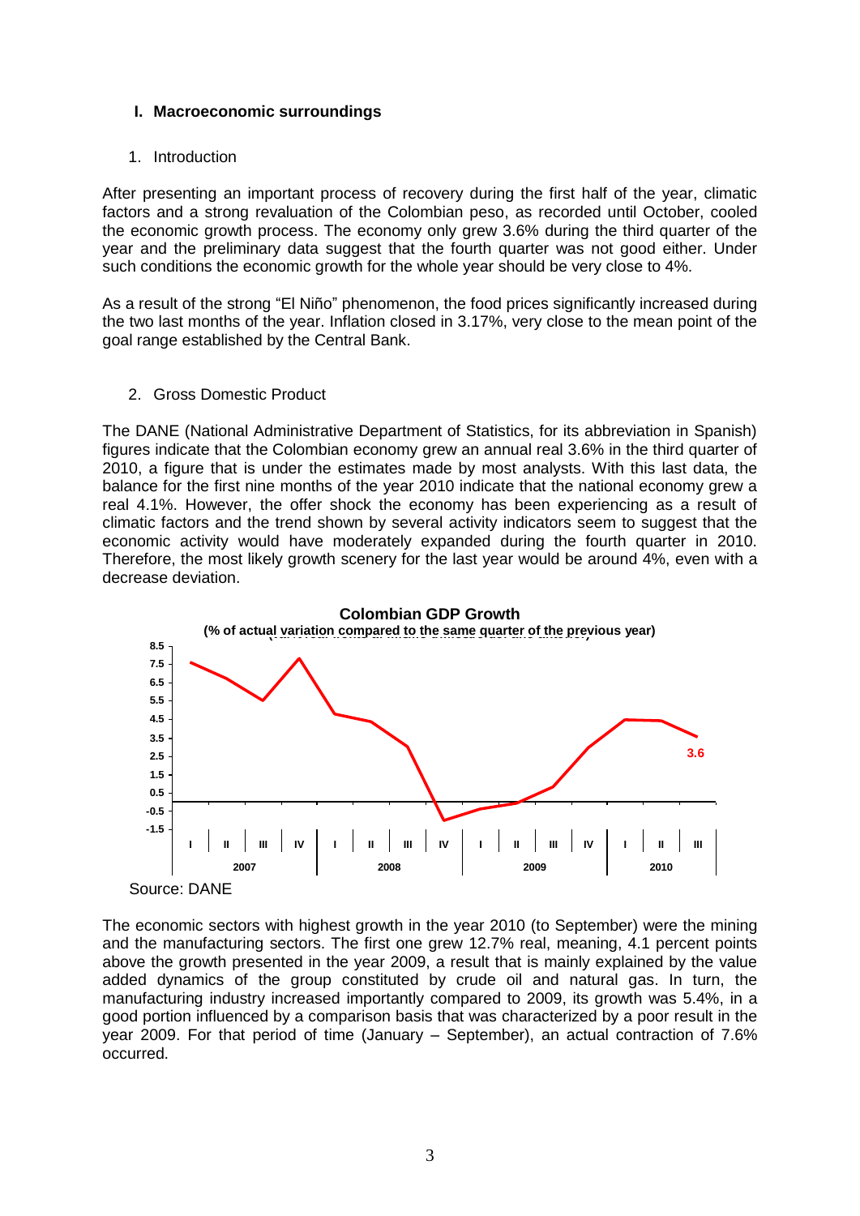## I. Macroeconomic surroundings

### 1. Introduction

After presenting an important process of recovery during the first half of the year, climatic factors and a strong revaluation of the Colombian peso, as recorded until October, cooled the economic growth process. The economy only grew 3.6% during the third quarter of the year and the preliminary data suggest that the fourth quarter was not good either. Under such conditions the economic growth for the whole year should be very close to 4%.

As a result of the strong "El Niño" phenomenon, the food prices significantly increased during the two last months of the year. Inflation closed in 3.17%, very close to the mean point of the goal range established by the Central Bank.

### 2. Gross Domestic Product

The DANE (National Administrative Department of Statistics, for its abbreviation in Spanish) figures indicate that the Colombian economy grew an annual real 3.6% in the third quarter of 2010, a figure that is under the estimates made by most analysts. With this last data, the balance for the first nine months of the year 2010 indicate that the national economy grew a real 4.1%. However, the offer shock the economy has been experiencing as a result of climatic factors and the trend shown by several activity indicators seem to suggest that the economic activity would have moderately expanded during the fourth quarter in 2010. Therefore, the most likely growth scenery for the last year would be around 4%, even with a decrease deviation.

**Colombian GDP Growth**
**(% of actual variation compared to the same quarter of the previous year)**

Source: DANE

The economic sectors with highest growth in the year 2010 (to September) were the mining and the manufacturing sectors. The first one grew 12.7% real, meaning, 4.1 percent points above the growth presented in the year 2009, a result that is mainly explained by the value added dynamics of the group constituted by crude oil and natural gas. In turn, the manufacturing industry increased importantly compared to 2009, its growth was 5.4%, in a good portion influenced by a comparison basis that was characterized by a poor result in the year 2009. For that period of time (January – September), an actual contraction of 7.6% occurred.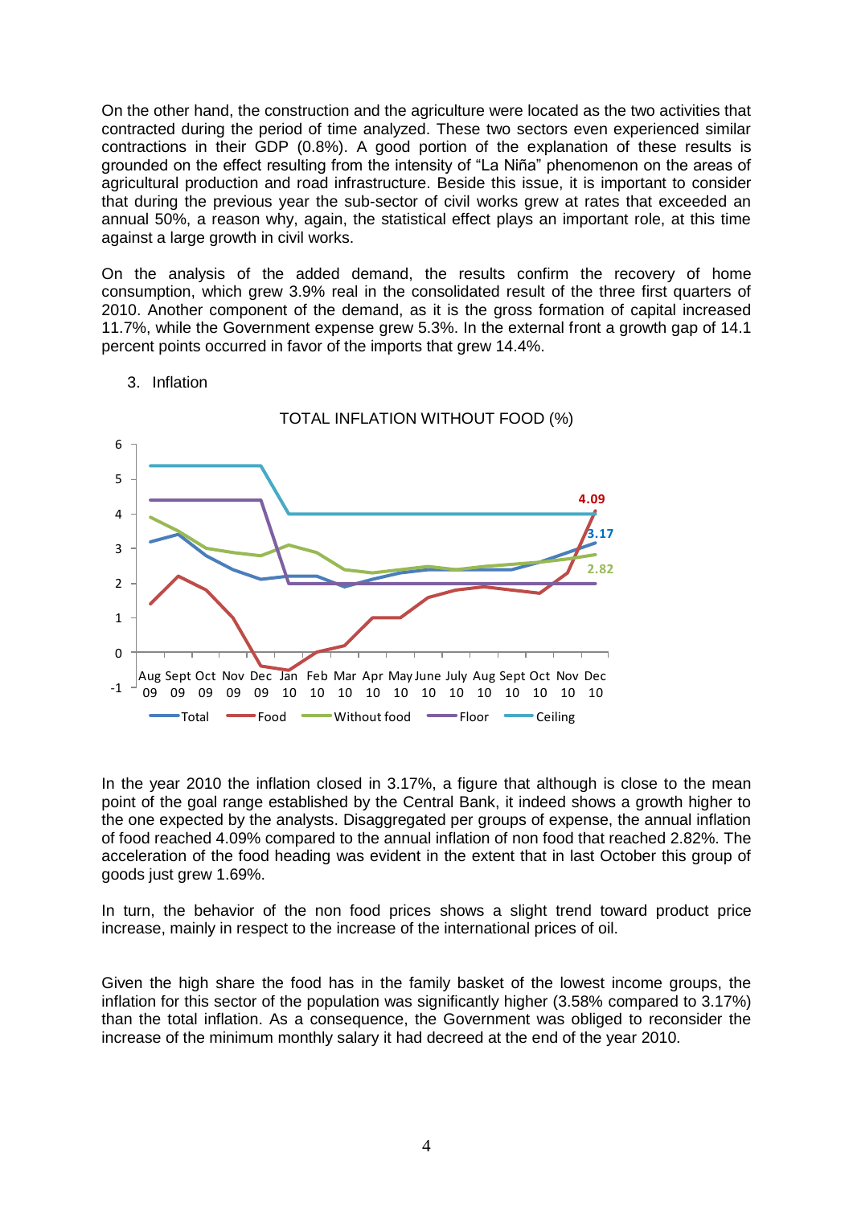On the other hand, the construction and the agriculture were located as the two activities that contracted during the period of time analyzed. These two sectors even experienced similar contractions in their GDP (0.8%). A good portion of the explanation of these results is grounded on the effect resulting from the intensity of "La Niña" phenomenon on the areas of agricultural production and road infrastructure. Beside this issue, it is important to consider that during the previous year the sub-sector of civil works grew at rates that exceeded an annual 50%, a reason why, again, the statistical effect plays an important role, at this time against a large growth in civil works.

On the analysis of the added demand, the results confirm the recovery of home consumption, which grew 3.9% real in the consolidated result of the three first quarters of 2010. Another component of the demand, as it is the gross formation of capital increased 11.7%, while the Government expense grew 5.3%. In the external front a growth gap of 14.1 percent points occurred in favor of the imports that grew 14.4%.

3. Inflation

TOTAL INFLATION WITHOUT FOOD (%)

In the year 2010 the inflation closed in 3.17%, a figure that although is close to the mean point of the goal range established by the Central Bank, it indeed shows a growth higher to the one expected by the analysts. Disaggregated per groups of expense, the annual inflation of food reached 4.09% compared to the annual inflation of non food that reached 2.82%. The acceleration of the food heading was evident in the extent that in last October this group of goods just grew 1.69%.

In turn, the behavior of the non food prices shows a slight trend toward product price increase, mainly in respect to the increase of the international prices of oil.

Given the high share the food has in the family basket of the lowest income groups, the inflation for this sector of the population was significantly higher (3.58% compared to 3.17%) than the total inflation. As a consequence, the Government was obliged to reconsider the increase of the minimum monthly salary it had decreed at the end of the year 2010.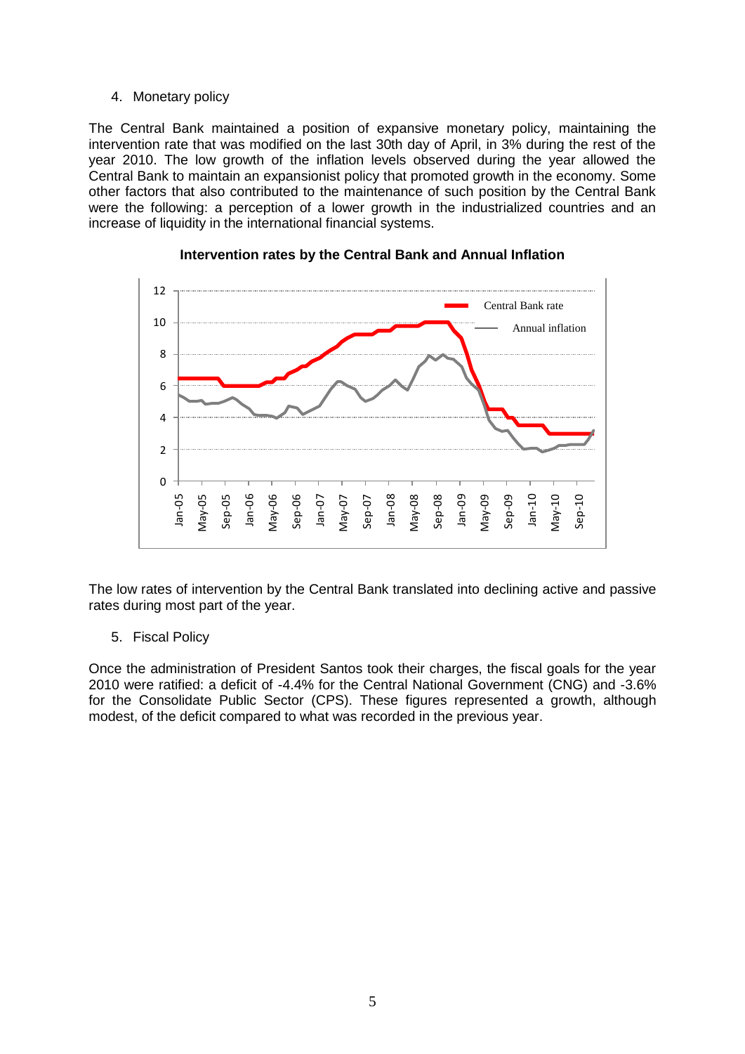4. Monetary policy

The Central Bank maintained a position of expansive monetary policy, maintaining the intervention rate that was modified on the last 30th day of April, in 3% during the rest of the year 2010. The low growth of the inflation levels observed during the year allowed the Central Bank to maintain an expansionist policy that promoted growth in the economy. Some other factors that also contributed to the maintenance of such position by the Central Bank were the following: a perception of a lower growth in the industrialized countries and an increase of liquidity in the international financial systems.

**Intervention rates by the Central Bank and Annual Inflation**

The low rates of intervention by the Central Bank translated into declining active and passive rates during most part of the year.

5. Fiscal Policy

Once the administration of President Santos took their charges, the fiscal goals for the year 2010 were ratified: a deficit of -4.4% for the Central National Government (CNG) and -3.6% for the Consolidate Public Sector (CPS). These figures represented a growth, although modest, of the deficit compared to what was recorded in the previous year.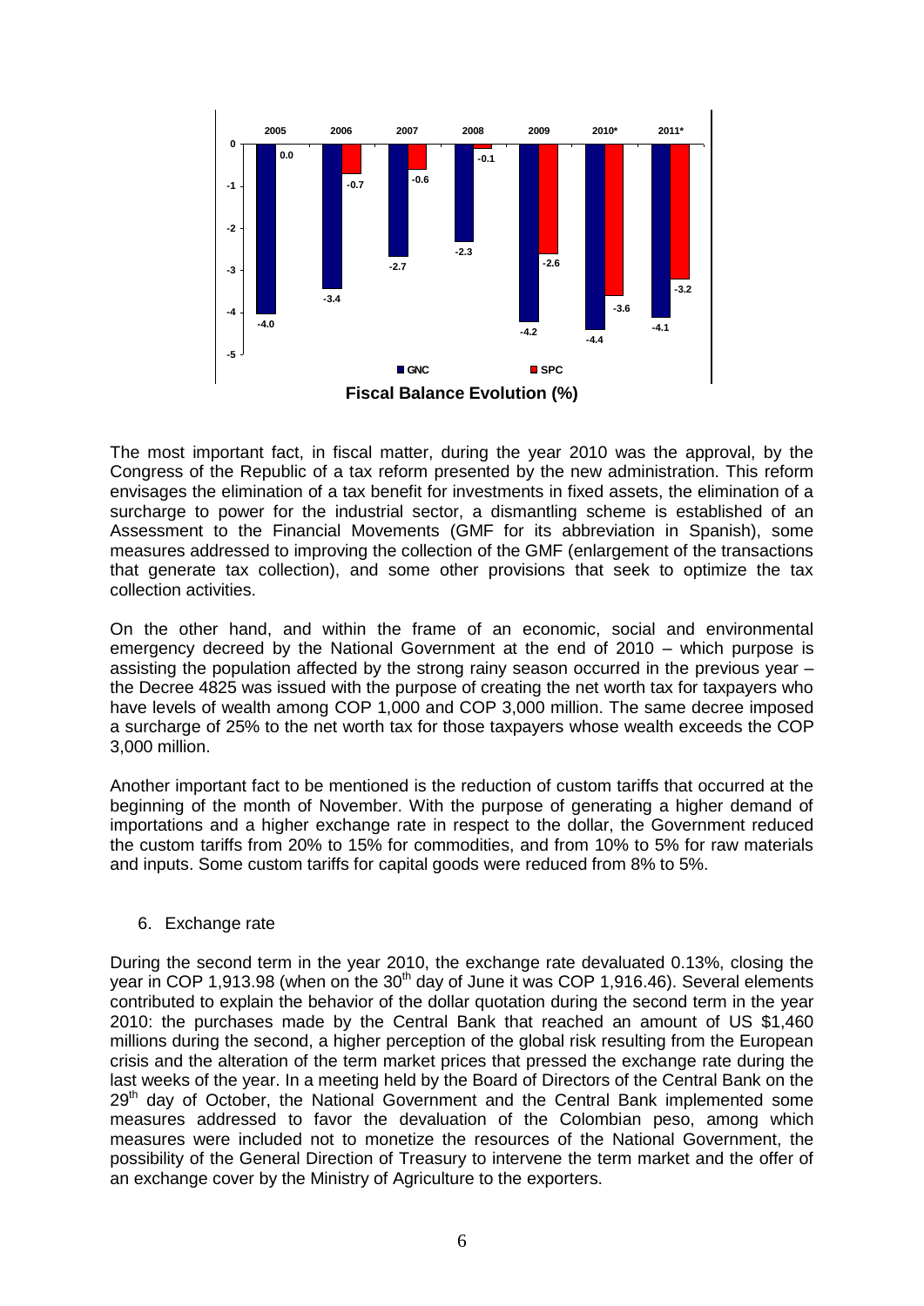| | 2005 | 2006 | 2007 | 2008 | 2009 | 2010* | 2011* |
|---|---|---|---|---|---|---|---|
| GNC | -4.0 | -3.4 | -2.7 | -2.3 | -4.2 | -4.4 | -4.1 |
| SPC | 0.0 | -0.7 | -0.6 | -0.1 | -2.6 | -3.6 | -3.2 |

**Fiscal Balance Evolution (%)**

The most important fact, in fiscal matter, during the year 2010 was the approval, by the Congress of the Republic of a tax reform presented by the new administration. This reform envisages the elimination of a tax benefit for investments in fixed assets, the elimination of a surcharge to power for the industrial sector, a dismantling scheme is established of an Assessment to the Financial Movements (GMF for its abbreviation in Spanish), some measures addressed to improving the collection of the GMF (enlargement of the transactions that generate tax collection), and some other provisions that seek to optimize the tax collection activities.

On the other hand, and within the frame of an economic, social and environmental emergency decreed by the National Government at the end of 2010 – which purpose is assisting the population affected by the strong rainy season occurred in the previous year – the Decree 4825 was issued with the purpose of creating the net worth tax for taxpayers who have levels of wealth among COP 1,000 and COP 3,000 million. The same decree imposed a surcharge of 25% to the net worth tax for those taxpayers whose wealth exceeds the COP 3,000 million.

Another important fact to be mentioned is the reduction of custom tariffs that occurred at the beginning of the month of November. With the purpose of generating a higher demand of importations and a higher exchange rate in respect to the dollar, the Government reduced the custom tariffs from 20% to 15% for commodities, and from 10% to 5% for raw materials and inputs. Some custom tariffs for capital goods were reduced from 8% to 5%.

6. Exchange rate

During the second term in the year 2010, the exchange rate devaluated 0.13%, closing the year in COP 1,913.98 (when on the 30th day of June it was COP 1,916.46). Several elements contributed to explain the behavior of the dollar quotation during the second term in the year 2010: the purchases made by the Central Bank that reached an amount of US $1,460 millions during the second, a higher perception of the global risk resulting from the European crisis and the alteration of the term market prices that pressed the exchange rate during the last weeks of the year. In a meeting held by the Board of Directors of the Central Bank on the 29th day of October, the National Government and the Central Bank implemented some measures addressed to favor the devaluation of the Colombian peso, among which measures were included not to monetize the resources of the National Government, the possibility of the General Direction of Treasury to intervene the term market and the offer of an exchange cover by the Ministry of Agriculture to the exporters.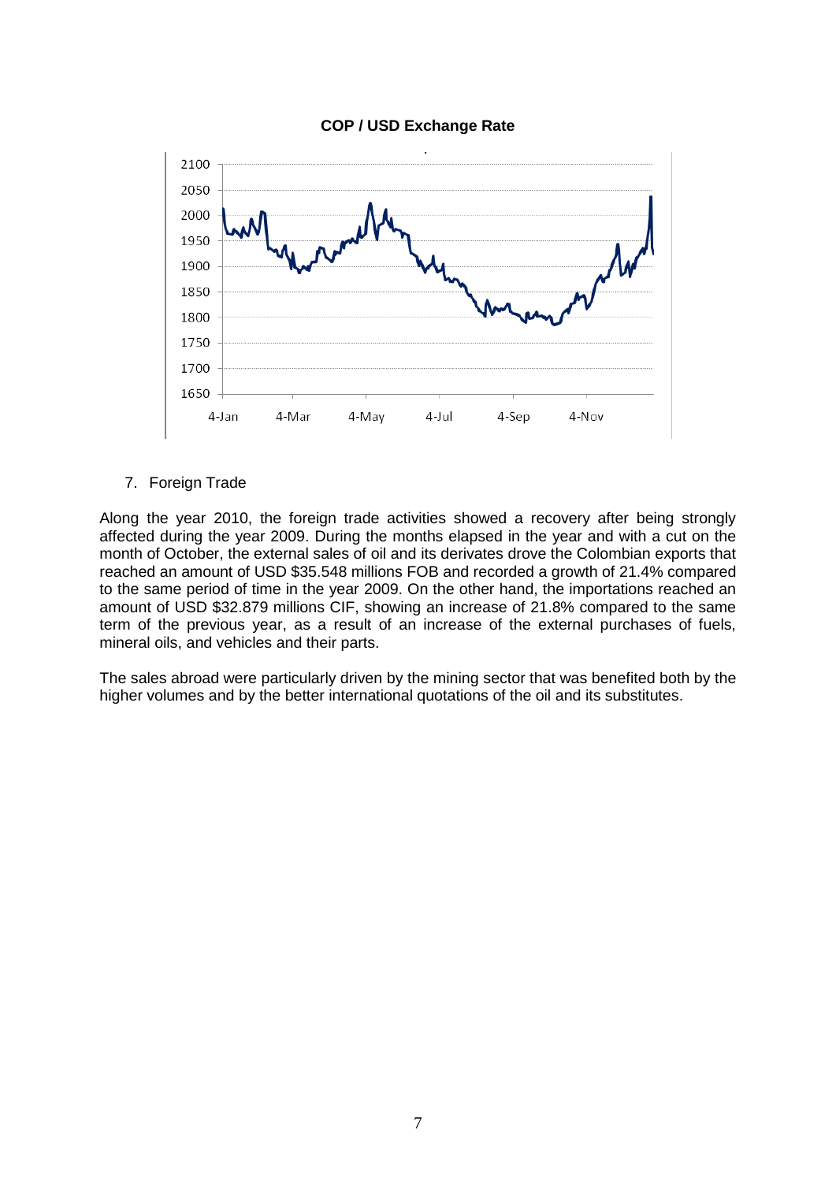**COP / USD Exchange Rate**

7. Foreign Trade

Along the year 2010, the foreign trade activities showed a recovery after being strongly affected during the year 2009. During the months elapsed in the year and with a cut on the month of October, the external sales of oil and its derivates drove the Colombian exports that reached an amount of USD $35.548 millions FOB and recorded a growth of 21.4% compared to the same period of time in the year 2009. On the other hand, the importations reached an amount of USD $32.879 millions CIF, showing an increase of 21.8% compared to the same term of the previous year, as a result of an increase of the external purchases of fuels, mineral oils, and vehicles and their parts.

The sales abroad were particularly driven by the mining sector that was benefited both by the higher volumes and by the better international quotations of the oil and its substitutes.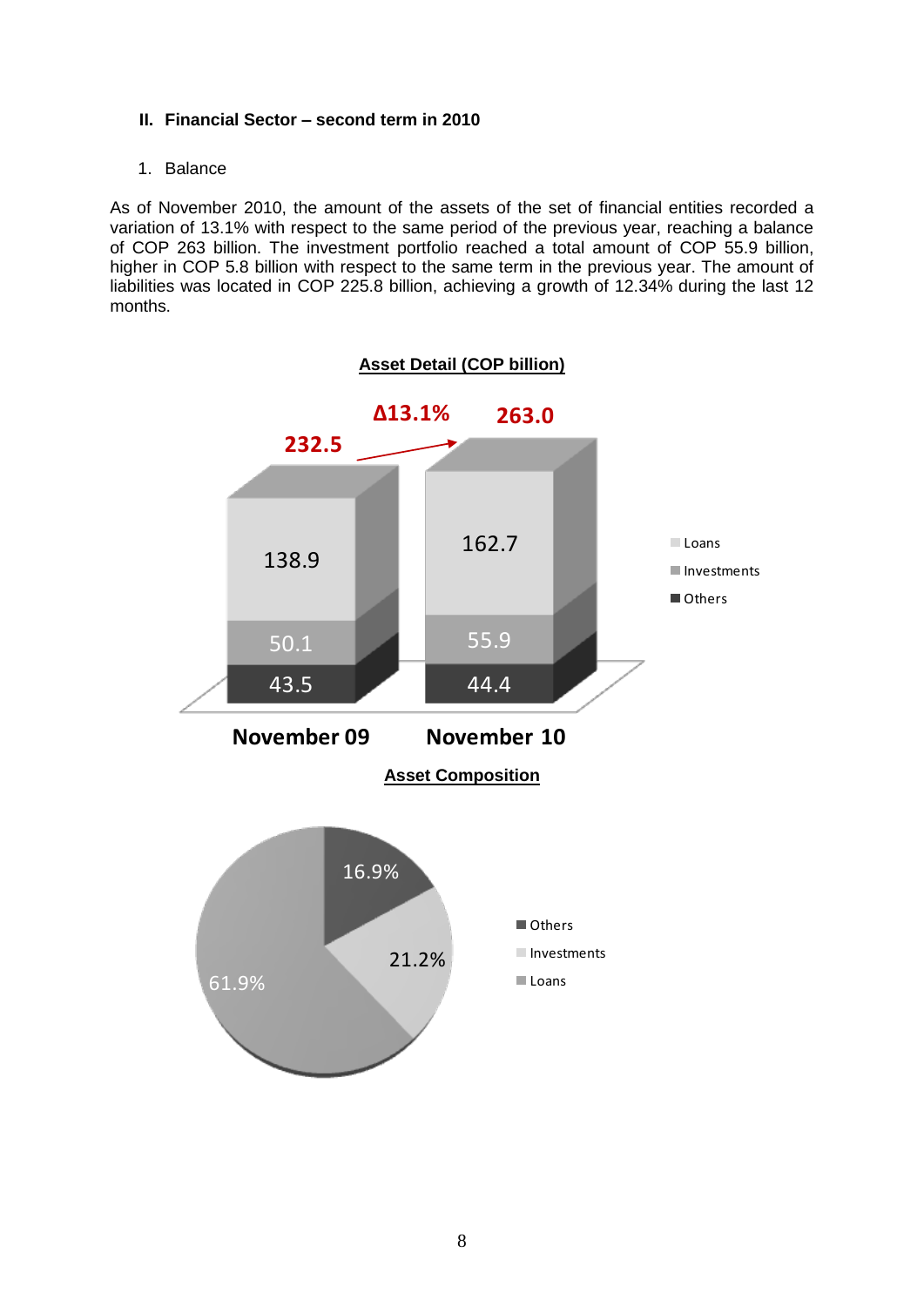## II. Financial Sector – second term in 2010

1. Balance

As of November 2010, the amount of the assets of the set of financial entities recorded a variation of 13.1% with respect to the same period of the previous year, reaching a balance of COP 263 billion. The investment portfolio reached a total amount of COP 55.9 billion, higher in COP 5.8 billion with respect to the same term in the previous year. The amount of liabilities was located in COP 225.8 billion, achieving a growth of 12.34% during the last 12 months.

**Asset Detail (COP billion)**

| | November 09 | November 10 |
|---|---|---|
| Loans | 138.9 | 162.7 |
| Investments | 50.1 | 55.9 |
| Others | 43.5 | 44.4 |
| Total | 232.5 | 263.0 |

Δ13.1%

**Asset Composition**

| | % |
|---|---|
| Others | 16.9% |
| Investments | 21.2% |
| Loans | 61.9% |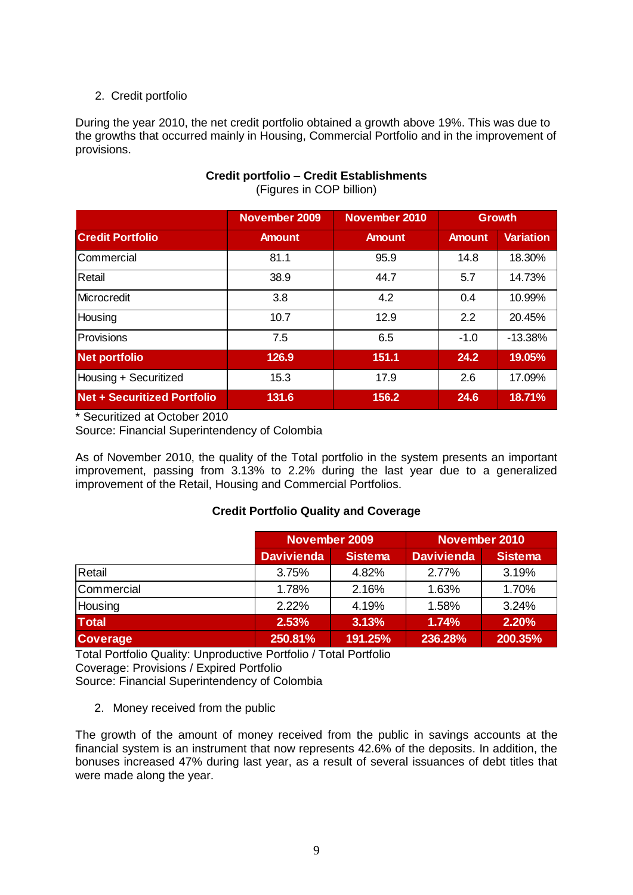2. Credit portfolio

During the year 2010, the net credit portfolio obtained a growth above 19%. This was due to the growths that occurred mainly in Housing, Commercial Portfolio and in the improvement of provisions.

**Credit portfolio – Credit Establishments**

(Figures in COP billion)

| | November 2009 | November 2010 | Growth | |
|---|---|---|---|---|
| **Credit Portfolio** | **Amount** | **Amount** | **Amount** | **Variation** |
| Commercial | 81.1 | 95.9 | 14.8 | 18.30% |
| Retail | 38.9 | 44.7 | 5.7 | 14.73% |
| Microcredit | 3.8 | 4.2 | 0.4 | 10.99% |
| Housing | 10.7 | 12.9 | 2.2 | 20.45% |
| Provisions | 7.5 | 6.5 | -1.0 | -13.38% |
| **Net portfolio** | **126.9** | **151.1** | **24.2** | **19.05%** |
| Housing + Securitized | 15.3 | 17.9 | 2.6 | 17.09% |
| **Net + Securitized Portfolio** | **131.6** | **156.2** | **24.6** | **18.71%** |

* Securitized at October 2010
Source: Financial Superintendency of Colombia

As of November 2010, the quality of the Total portfolio in the system presents an important improvement, passing from 3.13% to 2.2% during the last year due to a generalized improvement of the Retail, Housing and Commercial Portfolios.

**Credit Portfolio Quality and Coverage**

| | November 2009 | | November 2010 | |
|---|---|---|---|---|
| | **Davivienda** | **Sistema** | **Davivienda** | **Sistema** |
| Retail | 3.75% | 4.82% | 2.77% | 3.19% |
| Commercial | 1.78% | 2.16% | 1.63% | 1.70% |
| Housing | 2.22% | 4.19% | 1.58% | 3.24% |
| **Total** | **2.53%** | **3.13%** | **1.74%** | **2.20%** |
| **Coverage** | **250.81%** | **191.25%** | **236.28%** | **200.35%** |

Total Portfolio Quality: Unproductive Portfolio / Total Portfolio
Coverage: Provisions / Expired Portfolio
Source: Financial Superintendency of Colombia

2. Money received from the public

The growth of the amount of money received from the public in savings accounts at the financial system is an instrument that now represents 42.6% of the deposits. In addition, the bonuses increased 47% during last year, as a result of several issuances of debt titles that were made along the year.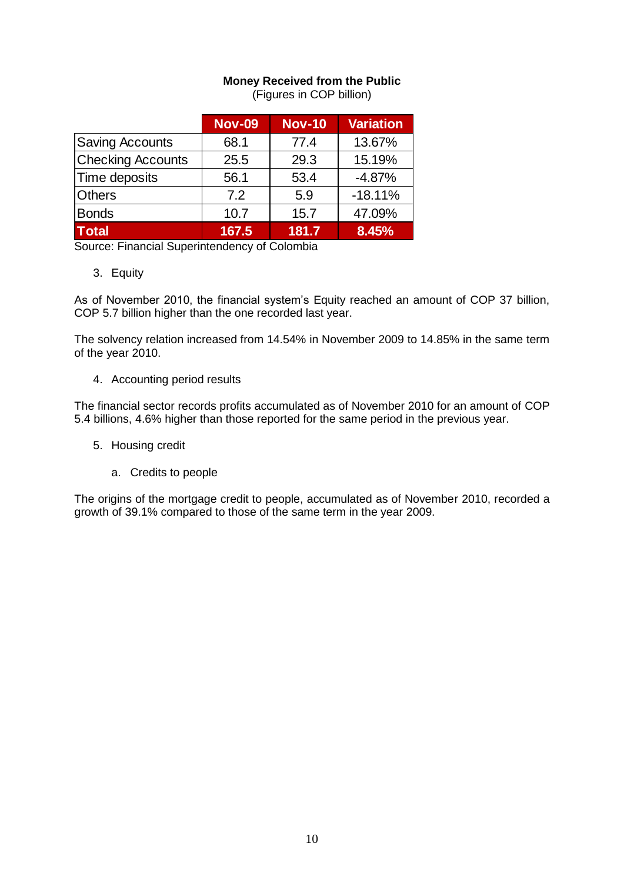**Money Received from the Public**
(Figures in COP billion)

| | Nov-09 | Nov-10 | Variation |
|---|---|---|---|
| Saving Accounts | 68.1 | 77.4 | 13.67% |
| Checking Accounts | 25.5 | 29.3 | 15.19% |
| Time deposits | 56.1 | 53.4 | -4.87% |
| Others | 7.2 | 5.9 | -18.11% |
| Bonds | 10.7 | 15.7 | 47.09% |
| **Total** | **167.5** | **181.7** | **8.45%** |

Source: Financial Superintendency of Colombia

3. Equity

As of November 2010, the financial system's Equity reached an amount of COP 37 billion, COP 5.7 billion higher than the one recorded last year.

The solvency relation increased from 14.54% in November 2009 to 14.85% in the same term of the year 2010.

4. Accounting period results

The financial sector records profits accumulated as of November 2010 for an amount of COP 5.4 billions, 4.6% higher than those reported for the same period in the previous year.

5. Housing credit

   a. Credits to people

The origins of the mortgage credit to people, accumulated as of November 2010, recorded a growth of 39.1% compared to those of the same term in the year 2009.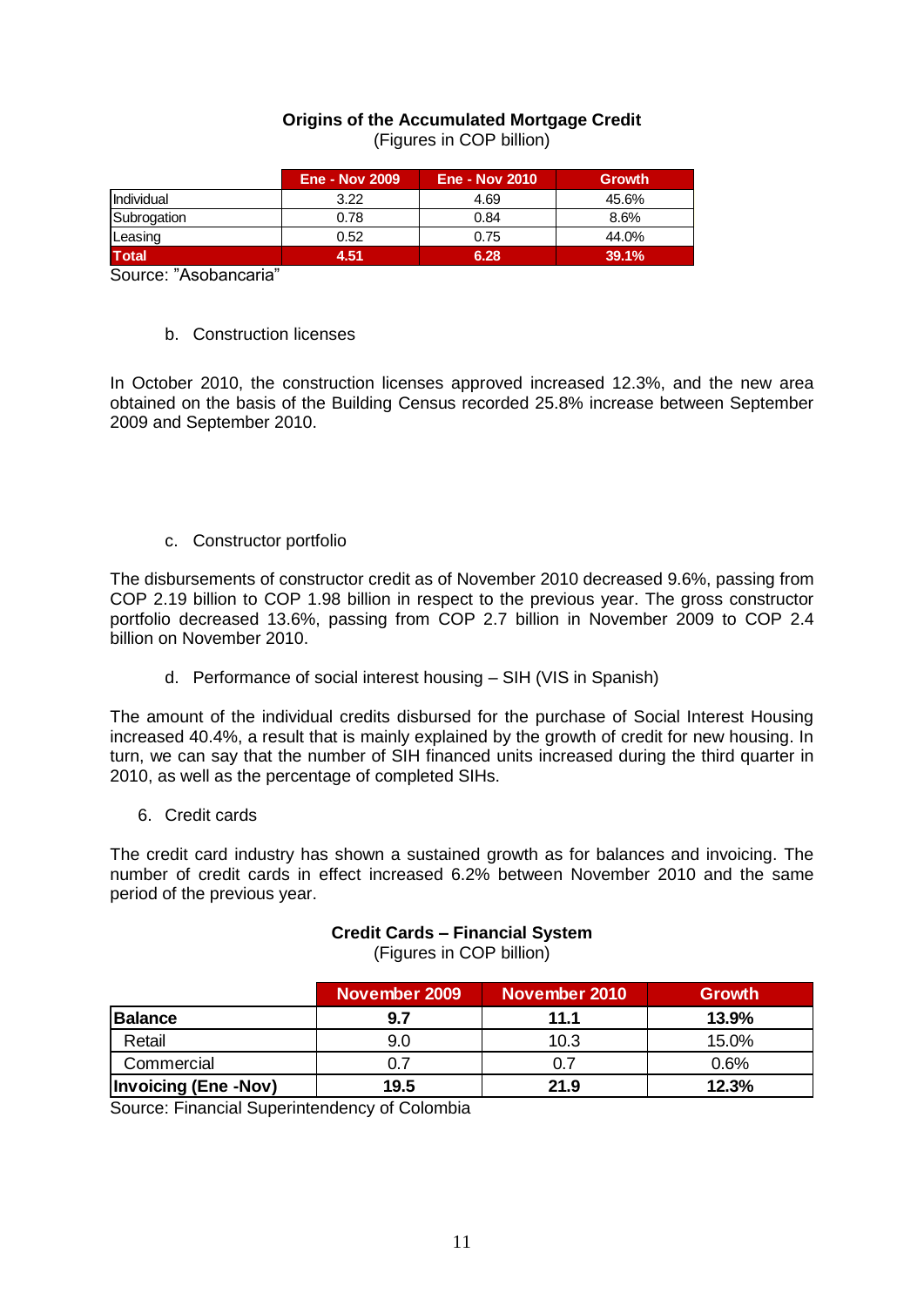**Origins of the Accumulated Mortgage Credit**
(Figures in COP billion)

| | Ene - Nov 2009 | Ene - Nov 2010 | Growth |
|---|---|---|---|
| Individual | 3.22 | 4.69 | 45.6% |
| Subrogation | 0.78 | 0.84 | 8.6% |
| Leasing | 0.52 | 0.75 | 44.0% |
| **Total** | **4.51** | **6.28** | **39.1%** |

Source: "Asobancaria"

b. Construction licenses

In October 2010, the construction licenses approved increased 12.3%, and the new area obtained on the basis of the Building Census recorded 25.8% increase between September 2009 and September 2010.

c. Constructor portfolio

The disbursements of constructor credit as of November 2010 decreased 9.6%, passing from COP 2.19 billion to COP 1.98 billion in respect to the previous year. The gross constructor portfolio decreased 13.6%, passing from COP 2.7 billion in November 2009 to COP 2.4 billion on November 2010.

d. Performance of social interest housing – SIH (VIS in Spanish)

The amount of the individual credits disbursed for the purchase of Social Interest Housing increased 40.4%, a result that is mainly explained by the growth of credit for new housing. In turn, we can say that the number of SIH financed units increased during the third quarter in 2010, as well as the percentage of completed SIHs.

6. Credit cards

The credit card industry has shown a sustained growth as for balances and invoicing. The number of credit cards in effect increased 6.2% between November 2010 and the same period of the previous year.

**Credit Cards – Financial System**
(Figures in COP billion)

| | November 2009 | November 2010 | Growth |
|---|---|---|---|
| **Balance** | **9.7** | **11.1** | **13.9%** |
| Retail | 9.0 | 10.3 | 15.0% |
| Commercial | 0.7 | 0.7 | 0.6% |
| **Invoicing (Ene -Nov)** | **19.5** | **21.9** | **12.3%** |

Source: Financial Superintendency of Colombia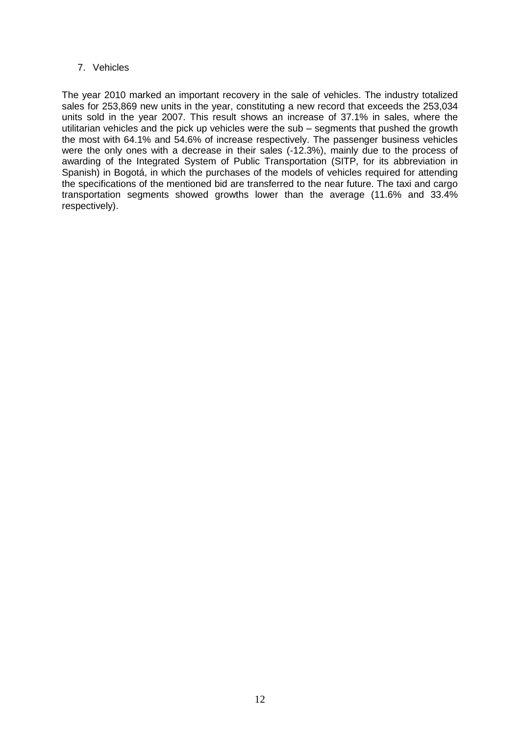7. Vehicles

The year 2010 marked an important recovery in the sale of vehicles. The industry totalized sales for 253,869 new units in the year, constituting a new record that exceeds the 253,034 units sold in the year 2007. This result shows an increase of 37.1% in sales, where the utilitarian vehicles and the pick up vehicles were the sub – segments that pushed the growth the most with 64.1% and 54.6% of increase respectively. The passenger business vehicles were the only ones with a decrease in their sales (-12.3%), mainly due to the process of awarding of the Integrated System of Public Transportation (SITP, for its abbreviation in Spanish) in Bogotá, in which the purchases of the models of vehicles required for attending the specifications of the mentioned bid are transferred to the near future. The taxi and cargo transportation segments showed growths lower than the average (11.6% and 33.4% respectively).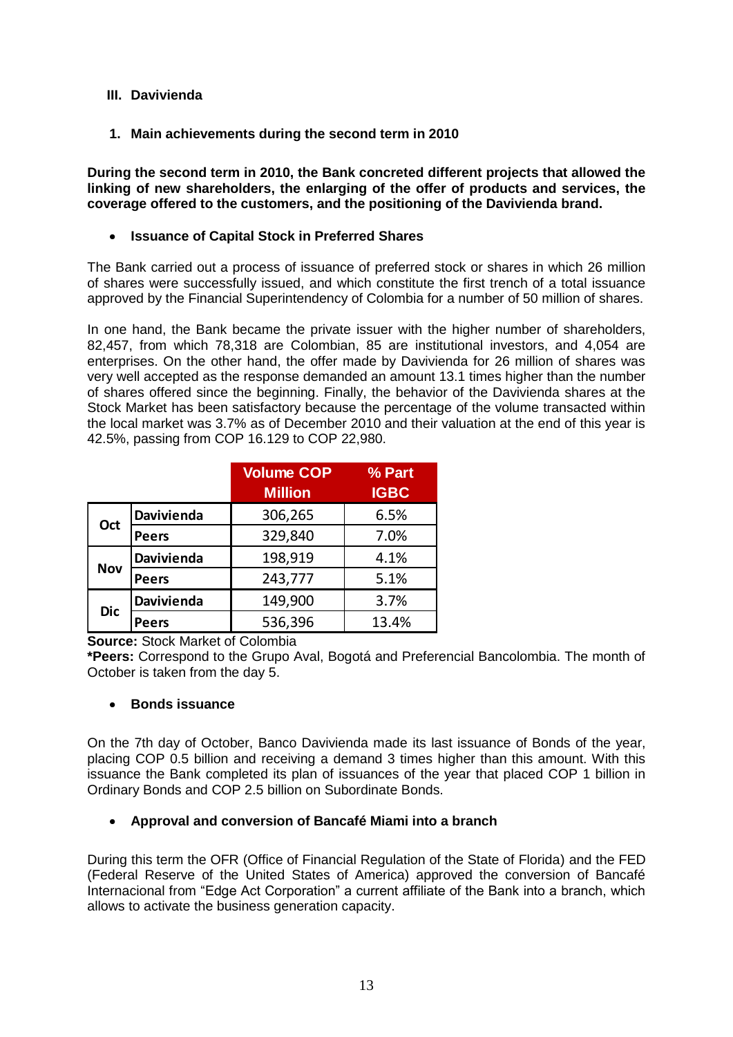## III. Davivienda

### 1. Main achievements during the second term in 2010

**During the second term in 2010, the Bank concreted different projects that allowed the linking of new shareholders, the enlarging of the offer of products and services, the coverage offered to the customers, and the positioning of the Davivienda brand.**

- **Issuance of Capital Stock in Preferred Shares**

The Bank carried out a process of issuance of preferred stock or shares in which 26 million of shares were successfully issued, and which constitute the first trench of a total issuance approved by the Financial Superintendency of Colombia for a number of 50 million of shares.

In one hand, the Bank became the private issuer with the higher number of shareholders, 82,457, from which 78,318 are Colombian, 85 are institutional investors, and 4,054 are enterprises. On the other hand, the offer made by Davivienda for 26 million of shares was very well accepted as the response demanded an amount 13.1 times higher than the number of shares offered since the beginning. Finally, the behavior of the Davivienda shares at the Stock Market has been satisfactory because the percentage of the volume transacted within the local market was 3.7% as of December 2010 and their valuation at the end of this year is 42.5%, passing from COP 16.129 to COP 22,980.

| | | Volume COP Million | % Part IGBC |
|---|---|---|---|
| Oct | Davivienda | 306,265 | 6.5% |
| | Peers | 329,840 | 7.0% |
| Nov | Davivienda | 198,919 | 4.1% |
| | Peers | 243,777 | 5.1% |
| Dic | Davivienda | 149,900 | 3.7% |
| | Peers | 536,396 | 13.4% |

**Source:** Stock Market of Colombia

***Peers:** Correspond to the Grupo Aval, Bogotá and Preferencial Bancolombia. The month of October is taken from the day 5.

- **Bonds issuance**

On the 7th day of October, Banco Davivienda made its last issuance of Bonds of the year, placing COP 0.5 billion and receiving a demand 3 times higher than this amount. With this issuance the Bank completed its plan of issuances of the year that placed COP 1 billion in Ordinary Bonds and COP 2.5 billion on Subordinate Bonds.

- **Approval and conversion of Bancafé Miami into a branch**

During this term the OFR (Office of Financial Regulation of the State of Florida) and the FED (Federal Reserve of the United States of America) approved the conversion of Bancafé Internacional from "Edge Act Corporation" a current affiliate of the Bank into a branch, which allows to activate the business generation capacity.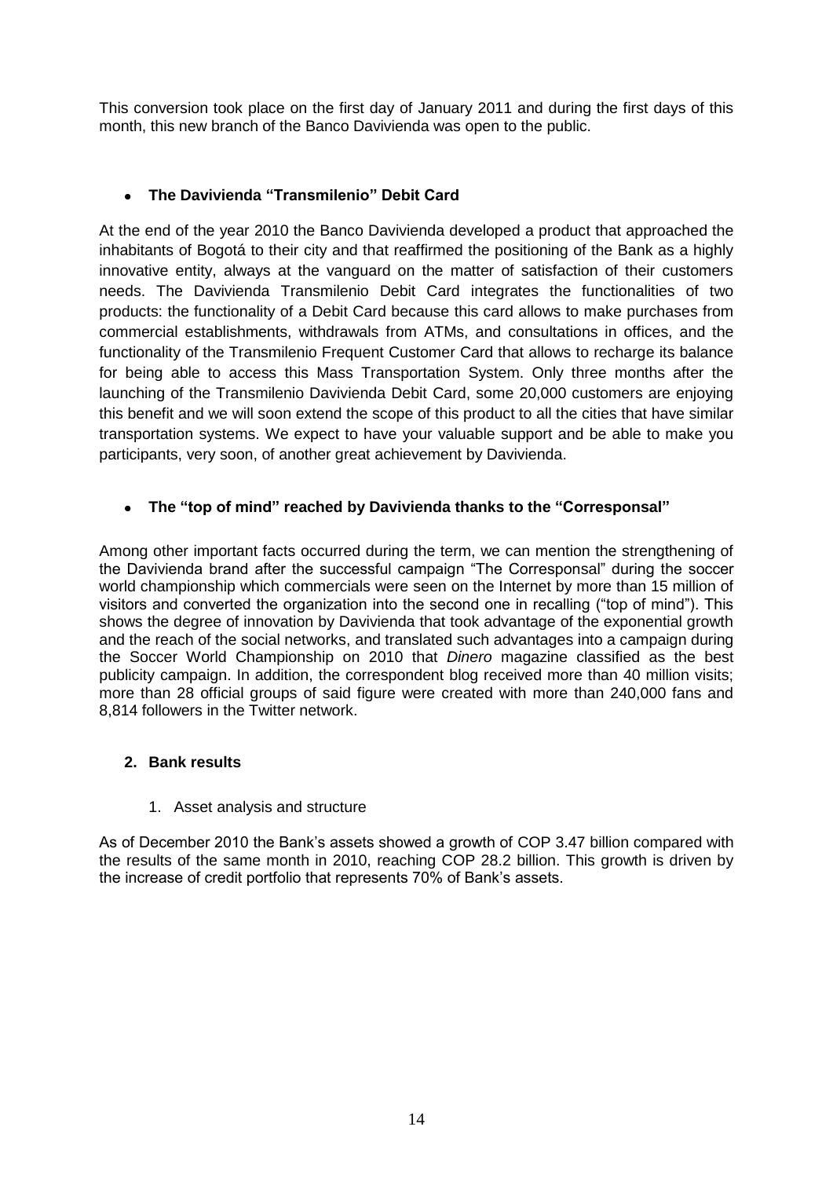This conversion took place on the first day of January 2011 and during the first days of this month, this new branch of the Banco Davivienda was open to the public.

- **The Davivienda "Transmilenio" Debit Card**

At the end of the year 2010 the Banco Davivienda developed a product that approached the inhabitants of Bogotá to their city and that reaffirmed the positioning of the Bank as a highly innovative entity, always at the vanguard on the matter of satisfaction of their customers needs. The Davivienda Transmilenio Debit Card integrates the functionalities of two products: the functionality of a Debit Card because this card allows to make purchases from commercial establishments, withdrawals from ATMs, and consultations in offices, and the functionality of the Transmilenio Frequent Customer Card that allows to recharge its balance for being able to access this Mass Transportation System. Only three months after the launching of the Transmilenio Davivienda Debit Card, some 20,000 customers are enjoying this benefit and we will soon extend the scope of this product to all the cities that have similar transportation systems. We expect to have your valuable support and be able to make you participants, very soon, of another great achievement by Davivienda.

- **The "top of mind" reached by Davivienda thanks to the "Corresponsal"**

Among other important facts occurred during the term, we can mention the strengthening of the Davivienda brand after the successful campaign "The Corresponsal" during the soccer world championship which commercials were seen on the Internet by more than 15 million of visitors and converted the organization into the second one in recalling ("top of mind"). This shows the degree of innovation by Davivienda that took advantage of the exponential growth and the reach of the social networks, and translated such advantages into a campaign during the Soccer World Championship on 2010 that *Dinero* magazine classified as the best publicity campaign. In addition, the correspondent blog received more than 40 million visits; more than 28 official groups of said figure were created with more than 240,000 fans and 8,814 followers in the Twitter network.

## 2. Bank results

1. Asset analysis and structure

As of December 2010 the Bank's assets showed a growth of COP 3.47 billion compared with the results of the same month in 2010, reaching COP 28.2 billion. This growth is driven by the increase of credit portfolio that represents 70% of Bank's assets.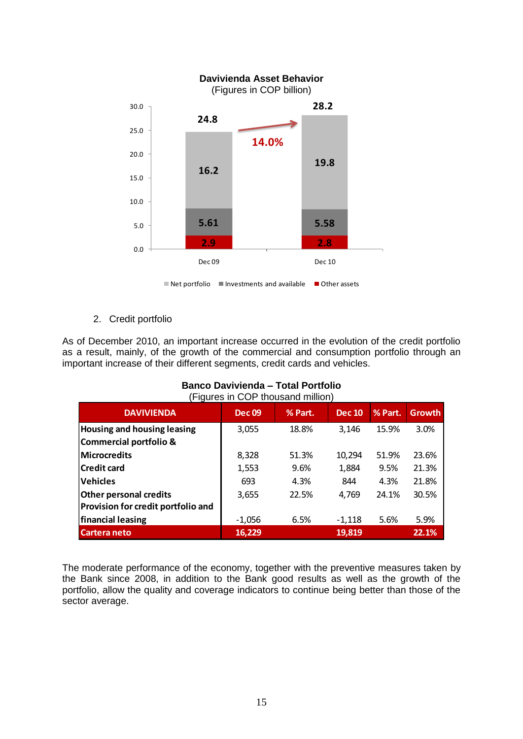**Davivienda Asset Behavior**
(Figures in COP billion)

| | Dec 09 | Dec 10 |
|---|---|---|
| Net portfolio | 16.2 | 19.8 |
| Investments and available | 5.61 | 5.58 |
| Other assets | 2.9 | 2.8 |
| Total | 24.8 | 28.2 |

Growth: 14.0%

2. Credit portfolio

As of December 2010, an important increase occurred in the evolution of the credit portfolio as a result, mainly, of the growth of the commercial and consumption portfolio through an important increase of their different segments, credit cards and vehicles.

**Banco Davivienda – Total Portfolio**
(Figures in COP thousand million)

| DAVIVIENDA | Dec 09 | % Part. | Dec 10 | % Part. | Growth |
|---|---|---|---|---|---|
| **Housing and housing leasing** | 3,055 | 18.8% | 3,146 | 15.9% | 3.0% |
| **Commercial portfolio & Microcredits** | 8,328 | 51.3% | 10,294 | 51.9% | 23.6% |
| **Credit card** | 1,553 | 9.6% | 1,884 | 9.5% | 21.3% |
| **Vehicles** | 693 | 4.3% | 844 | 4.3% | 21.8% |
| **Other personal credits** | 3,655 | 22.5% | 4,769 | 24.1% | 30.5% |
| **Provision for credit portfolio and financial leasing** | -1,056 | 6.5% | -1,118 | 5.6% | 5.9% |
| **Cartera neto** | **16,229** | | **19,819** | | **22.1%** |

The moderate performance of the economy, together with the preventive measures taken by the Bank since 2008, in addition to the Bank good results as well as the growth of the portfolio, allow the quality and coverage indicators to continue being better than those of the sector average.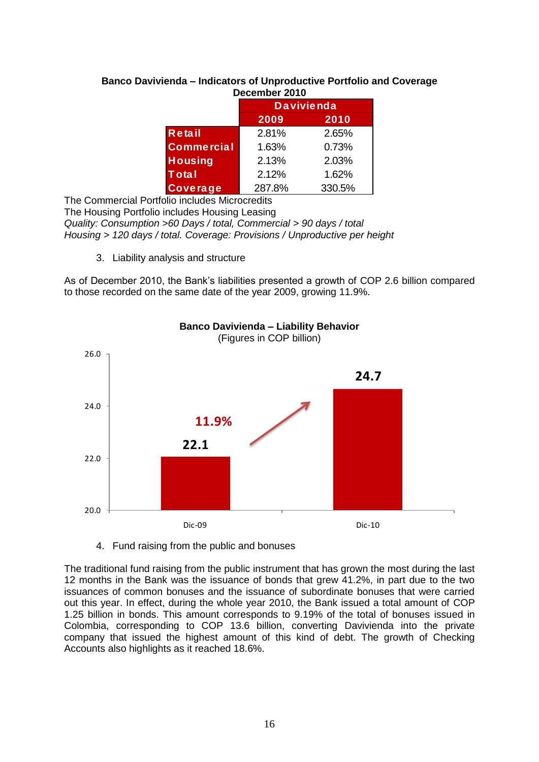**Banco Davivienda – Indicators of Unproductive Portfolio and Coverage December 2010**

| | Davivienda | |
|---|---|---|
| | 2009 | 2010 |
| Retail | 2.81% | 2.65% |
| Commercial | 1.63% | 0.73% |
| Housing | 2.13% | 2.03% |
| Total | 2.12% | 1.62% |
| Coverage | 287.8% | 330.5% |

The Commercial Portfolio includes Microcredits
The Housing Portfolio includes Housing Leasing
*Quality: Consumption >60 Days / total, Commercial > 90 days / total Housing > 120 days / total. Coverage: Provisions / Unproductive per height*

3. Liability analysis and structure

As of December 2010, the Bank's liabilities presented a growth of COP 2.6 billion compared to those recorded on the same date of the year 2009, growing 11.9%.

**Banco Davivienda – Liability Behavior**
(Figures in COP billion)

| | Dic-09 | Dic-10 |
|---|---|---|
| Liabilities | 22.1 | 24.7 |

Growth: 11.9%

4. Fund raising from the public and bonuses

The traditional fund raising from the public instrument that has grown the most during the last 12 months in the Bank was the issuance of bonds that grew 41.2%, in part due to the two issuances of common bonuses and the issuance of subordinate bonuses that were carried out this year. In effect, during the whole year 2010, the Bank issued a total amount of COP 1.25 billion in bonds. This amount corresponds to 9.19% of the total of bonuses issued in Colombia, corresponding to COP 13.6 billion, converting Davivienda into the private company that issued the highest amount of this kind of debt. The growth of Checking Accounts also highlights as it reached 18.6%.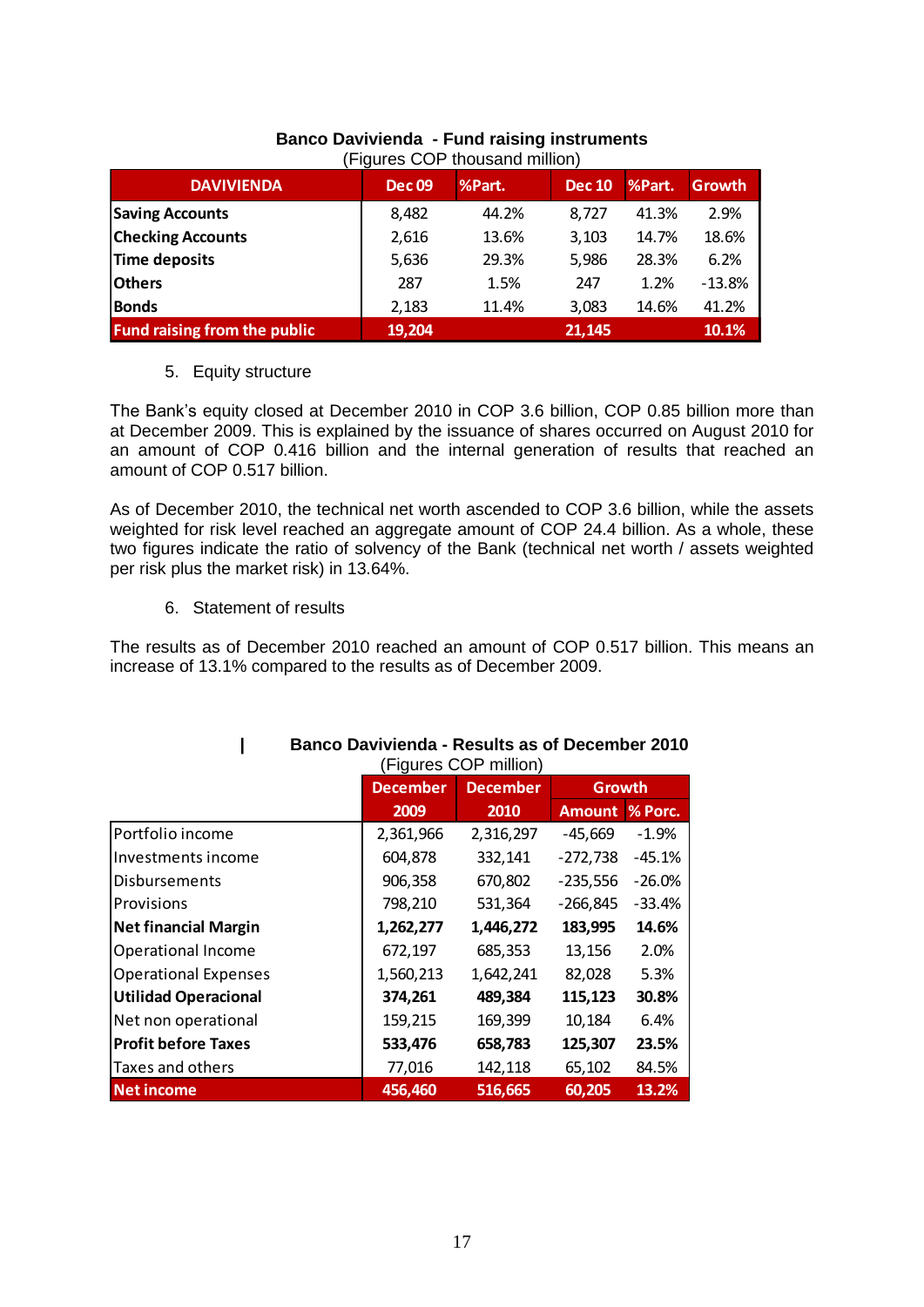**Banco Davivienda - Fund raising instruments**
(Figures COP thousand million)

| DAVIVIENDA | Dec 09 | %Part. | Dec 10 | %Part. | Growth |
|---|---|---|---|---|---|
| **Saving Accounts** | 8,482 | 44.2% | 8,727 | 41.3% | 2.9% |
| **Checking Accounts** | 2,616 | 13.6% | 3,103 | 14.7% | 18.6% |
| **Time deposits** | 5,636 | 29.3% | 5,986 | 28.3% | 6.2% |
| **Others** | 287 | 1.5% | 247 | 1.2% | -13.8% |
| **Bonds** | 2,183 | 11.4% | 3,083 | 14.6% | 41.2% |
| **Fund raising from the public** | **19,204** | | **21,145** | | **10.1%** |

5. Equity structure

The Bank's equity closed at December 2010 in COP 3.6 billion, COP 0.85 billion more than at December 2009. This is explained by the issuance of shares occurred on August 2010 for an amount of COP 0.416 billion and the internal generation of results that reached an amount of COP 0.517 billion.

As of December 2010, the technical net worth ascended to COP 3.6 billion, while the assets weighted for risk level reached an aggregate amount of COP 24.4 billion. As a whole, these two figures indicate the ratio of solvency of the Bank (technical net worth / assets weighted per risk plus the market risk) in 13.64%.

6. Statement of results

The results as of December 2010 reached an amount of COP 0.517 billion. This means an increase of 13.1% compared to the results as of December 2009.

**Banco Davivienda - Results as of December 2010**
(Figures COP million)

| | December | December | Growth | |
|---|---|---|---|---|
| | 2009 | 2010 | Amount | % Porc. |
| Portfolio income | 2,361,966 | 2,316,297 | -45,669 | -1.9% |
| Investments income | 604,878 | 332,141 | -272,738 | -45.1% |
| Disbursements | 906,358 | 670,802 | -235,556 | -26.0% |
| Provisions | 798,210 | 531,364 | -266,845 | -33.4% |
| **Net financial Margin** | **1,262,277** | **1,446,272** | **183,995** | **14.6%** |
| Operational Income | 672,197 | 685,353 | 13,156 | 2.0% |
| Operational Expenses | 1,560,213 | 1,642,241 | 82,028 | 5.3% |
| **Utilidad Operacional** | **374,261** | **489,384** | **115,123** | **30.8%** |
| Net non operational | 159,215 | 169,399 | 10,184 | 6.4% |
| **Profit before Taxes** | **533,476** | **658,783** | **125,307** | **23.5%** |
| Taxes and others | 77,016 | 142,118 | 65,102 | 84.5% |
| **Net income** | **456,460** | **516,665** | **60,205** | **13.2%** |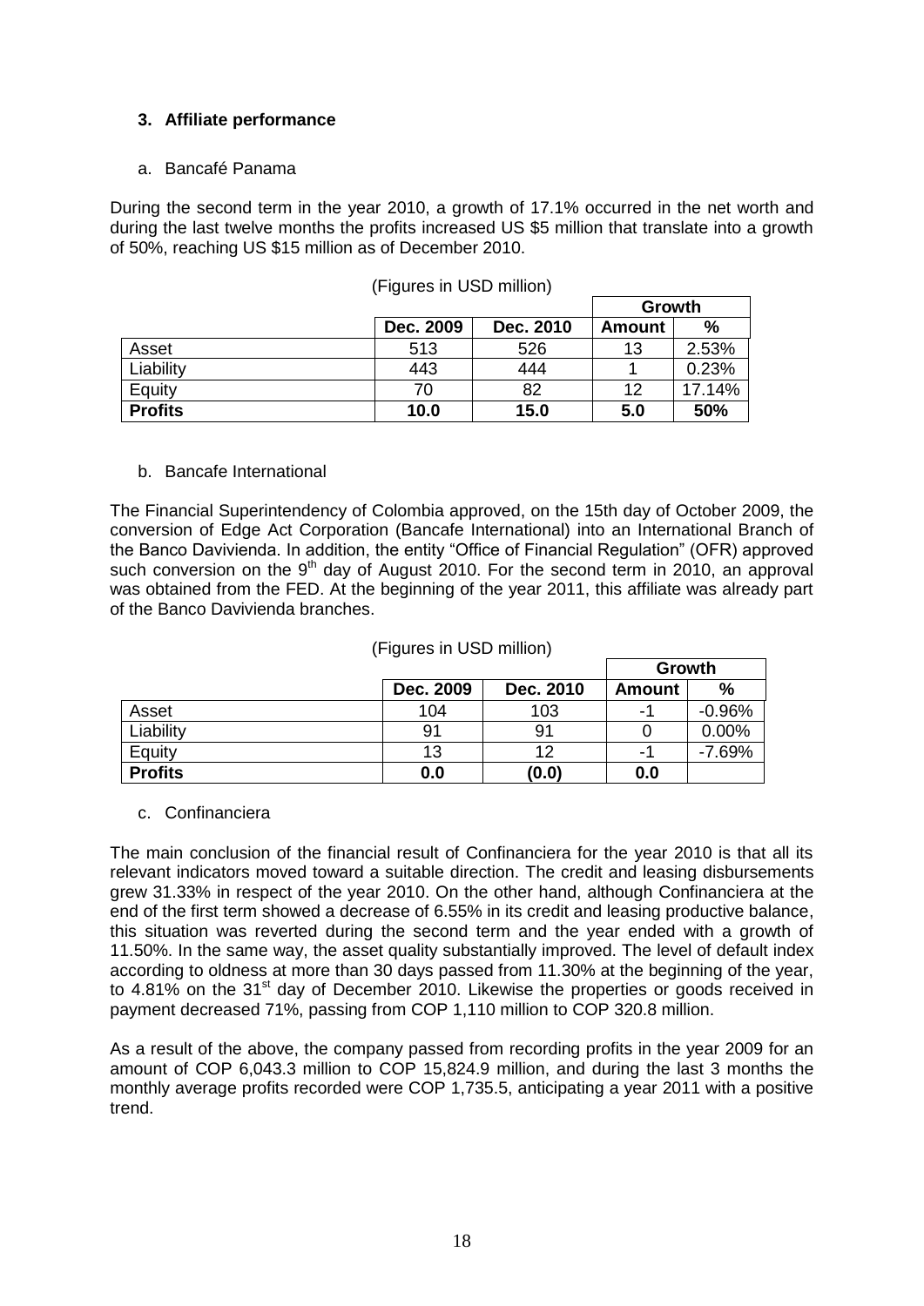### 3. Affiliate performance

a. Bancafé Panama

During the second term in the year 2010, a growth of 17.1% occurred in the net worth and during the last twelve months the profits increased US $5 million that translate into a growth of 50%, reaching US $15 million as of December 2010.

(Figures in USD million)

| | Dec. 2009 | Dec. 2010 | Growth | |
|---|---|---|---|---|
| | | | **Amount** | **%** |
| Asset | 513 | 526 | 13 | 2.53% |
| Liability | 443 | 444 | 1 | 0.23% |
| Equity | 70 | 82 | 12 | 17.14% |
| **Profits** | **10.0** | **15.0** | **5.0** | **50%** |

b. Bancafe International

The Financial Superintendency of Colombia approved, on the 15th day of October 2009, the conversion of Edge Act Corporation (Bancafe International) into an International Branch of the Banco Davivienda. In addition, the entity "Office of Financial Regulation" (OFR) approved such conversion on the 9th day of August 2010. For the second term in 2010, an approval was obtained from the FED. At the beginning of the year 2011, this affiliate was already part of the Banco Davivienda branches.

(Figures in USD million)

| | Dec. 2009 | Dec. 2010 | Growth | |
|---|---|---|---|---|
| | | | **Amount** | **%** |
| Asset | 104 | 103 | -1 | -0.96% |
| Liability | 91 | 91 | 0 | 0.00% |
| Equity | 13 | 12 | -1 | -7.69% |
| **Profits** | **0.0** | **(0.0)** | **0.0** | |

c. Confinanciera

The main conclusion of the financial result of Confinanciera for the year 2010 is that all its relevant indicators moved toward a suitable direction. The credit and leasing disbursements grew 31.33% in respect of the year 2010. On the other hand, although Confinanciera at the end of the first term showed a decrease of 6.55% in its credit and leasing productive balance, this situation was reverted during the second term and the year ended with a growth of 11.50%. In the same way, the asset quality substantially improved. The level of default index according to oldness at more than 30 days passed from 11.30% at the beginning of the year, to 4.81% on the 31st day of December 2010. Likewise the properties or goods received in payment decreased 71%, passing from COP 1,110 million to COP 320.8 million.

As a result of the above, the company passed from recording profits in the year 2009 for an amount of COP 6,043.3 million to COP 15,824.9 million, and during the last 3 months the monthly average profits recorded were COP 1,735.5, anticipating a year 2011 with a positive trend.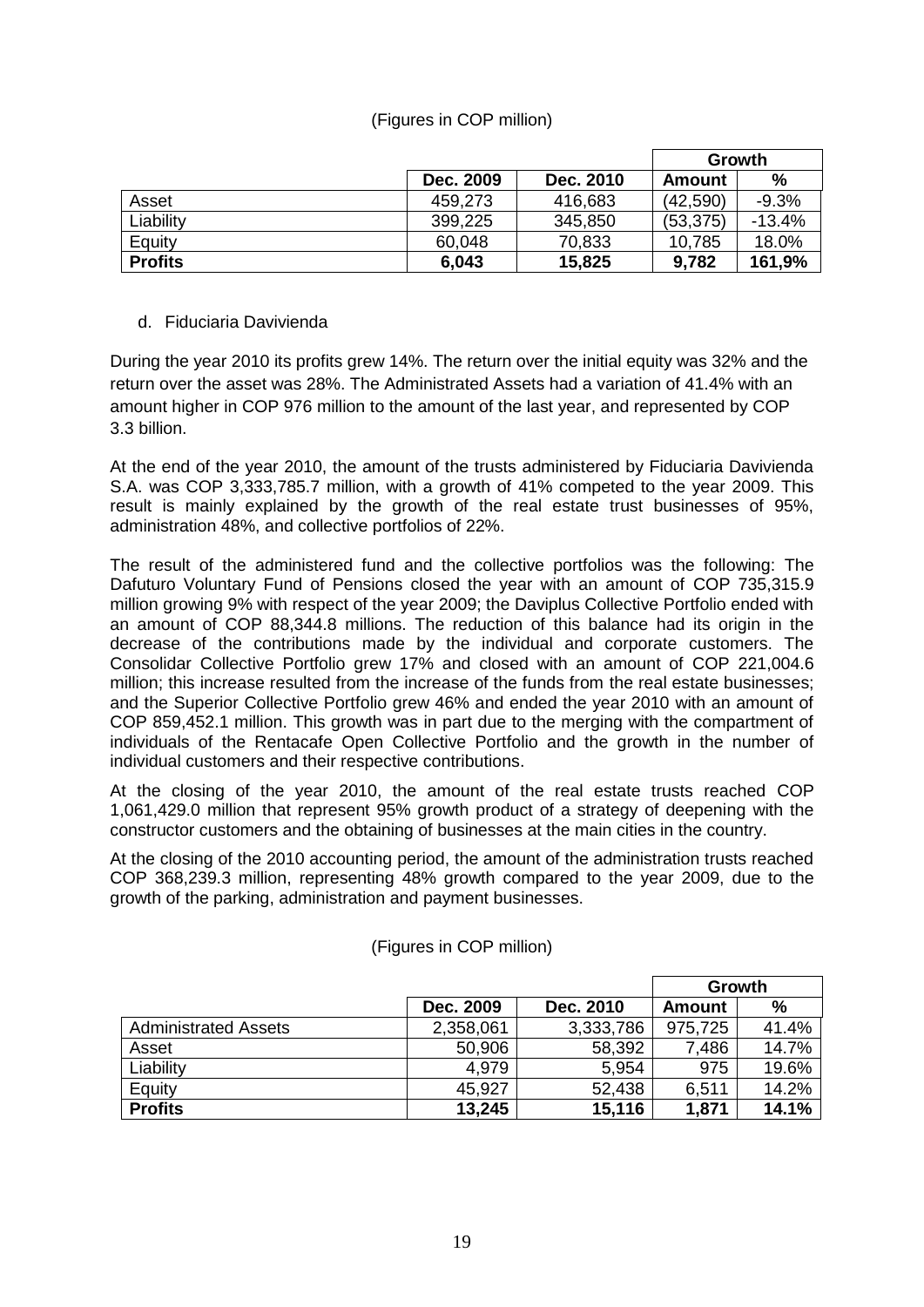(Figures in COP million)

| | Dec. 2009 | Dec. 2010 | Growth | |
|---|---|---|---|---|
| | | | **Amount** | **%** |
| Asset | 459,273 | 416,683 | (42,590) | -9.3% |
| Liability | 399,225 | 345,850 | (53,375) | -13.4% |
| Equity | 60,048 | 70,833 | 10,785 | 18.0% |
| **Profits** | **6,043** | **15,825** | **9,782** | **161,9%** |

d. Fiduciaria Davivienda

During the year 2010 its profits grew 14%. The return over the initial equity was 32% and the return over the asset was 28%. The Administrated Assets had a variation of 41.4% with an amount higher in COP 976 million to the amount of the last year, and represented by COP 3.3 billion.

At the end of the year 2010, the amount of the trusts administered by Fiduciaria Davivienda S.A. was COP 3,333,785.7 million, with a growth of 41% competed to the year 2009. This result is mainly explained by the growth of the real estate trust businesses of 95%, administration 48%, and collective portfolios of 22%.

The result of the administered fund and the collective portfolios was the following: The Dafuturo Voluntary Fund of Pensions closed the year with an amount of COP 735,315.9 million growing 9% with respect of the year 2009; the Daviplus Collective Portfolio ended with an amount of COP 88,344.8 millions. The reduction of this balance had its origin in the decrease of the contributions made by the individual and corporate customers. The Consolidar Collective Portfolio grew 17% and closed with an amount of COP 221,004.6 million; this increase resulted from the increase of the funds from the real estate businesses; and the Superior Collective Portfolio grew 46% and ended the year 2010 with an amount of COP 859,452.1 million. This growth was in part due to the merging with the compartment of individuals of the Rentacafe Open Collective Portfolio and the growth in the number of individual customers and their respective contributions.

At the closing of the year 2010, the amount of the real estate trusts reached COP 1,061,429.0 million that represent 95% growth product of a strategy of deepening with the constructor customers and the obtaining of businesses at the main cities in the country.

At the closing of the 2010 accounting period, the amount of the administration trusts reached COP 368,239.3 million, representing 48% growth compared to the year 2009, due to the growth of the parking, administration and payment businesses.

(Figures in COP million)

| | Dec. 2009 | Dec. 2010 | Growth | |
|---|---|---|---|---|
| | | | **Amount** | **%** |
| Administrated Assets | 2,358,061 | 3,333,786 | 975,725 | 41.4% |
| Asset | 50,906 | 58,392 | 7,486 | 14.7% |
| Liability | 4,979 | 5,954 | 975 | 19.6% |
| Equity | 45,927 | 52,438 | 6,511 | 14.2% |
| **Profits** | **13,245** | **15,116** | **1,871** | **14.1%** |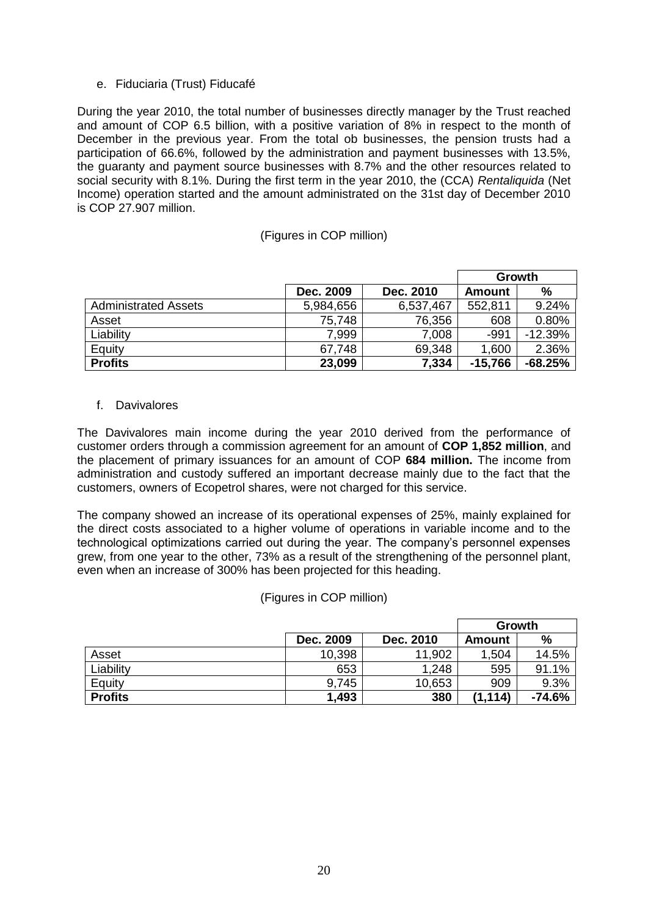e. Fiduciaria (Trust) Fiducafé

During the year 2010, the total number of businesses directly manager by the Trust reached and amount of COP 6.5 billion, with a positive variation of 8% in respect to the month of December in the previous year. From the total ob businesses, the pension trusts had a participation of 66.6%, followed by the administration and payment businesses with 13.5%, the guaranty and payment source businesses with 8.7% and the other resources related to social security with 8.1%. During the first term in the year 2010, the (CCA) *Rentaliquida* (Net Income) operation started and the amount administrated on the 31st day of December 2010 is COP 27.907 million.

(Figures in COP million)

| | | | Growth | |
|---|---|---|---|---|
| | Dec. 2009 | Dec. 2010 | Amount | % |
| Administrated Assets | 5,984,656 | 6,537,467 | 552,811 | 9.24% |
| Asset | 75,748 | 76,356 | 608 | 0.80% |
| Liability | 7,999 | 7,008 | -991 | -12.39% |
| Equity | 67,748 | 69,348 | 1,600 | 2.36% |
| **Profits** | **23,099** | **7,334** | **-15,766** | **-68.25%** |

f. Davivalores

The Davivalores main income during the year 2010 derived from the performance of customer orders through a commission agreement for an amount of **COP 1,852 million**, and the placement of primary issuances for an amount of COP **684 million.** The income from administration and custody suffered an important decrease mainly due to the fact that the customers, owners of Ecopetrol shares, were not charged for this service.

The company showed an increase of its operational expenses of 25%, mainly explained for the direct costs associated to a higher volume of operations in variable income and to the technological optimizations carried out during the year. The company's personnel expenses grew, from one year to the other, 73% as a result of the strengthening of the personnel plant, even when an increase of 300% has been projected for this heading.

(Figures in COP million)

| | | | Growth | |
|---|---|---|---|---|
| | Dec. 2009 | Dec. 2010 | Amount | % |
| Asset | 10,398 | 11,902 | 1,504 | 14.5% |
| Liability | 653 | 1,248 | 595 | 91.1% |
| Equity | 9,745 | 10,653 | 909 | 9.3% |
| **Profits** | **1,493** | **380** | **(1,114)** | **-74.6%** |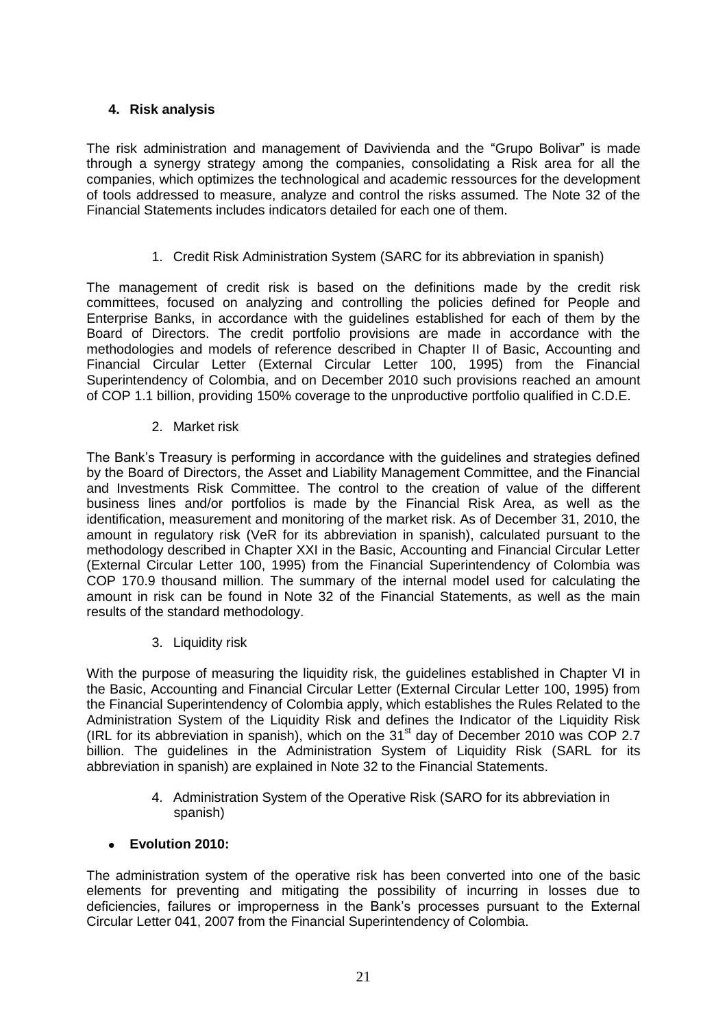## 4. Risk analysis

The risk administration and management of Davivienda and the "Grupo Bolivar" is made through a synergy strategy among the companies, consolidating a Risk area for all the companies, which optimizes the technological and academic ressources for the development of tools addressed to measure, analyze and control the risks assumed. The Note 32 of the Financial Statements includes indicators detailed for each one of them.

1. Credit Risk Administration System (SARC for its abbreviation in spanish)

The management of credit risk is based on the definitions made by the credit risk committees, focused on analyzing and controlling the policies defined for People and Enterprise Banks, in accordance with the guidelines established for each of them by the Board of Directors. The credit portfolio provisions are made in accordance with the methodologies and models of reference described in Chapter II of Basic, Accounting and Financial Circular Letter (External Circular Letter 100, 1995) from the Financial Superintendency of Colombia, and on December 2010 such provisions reached an amount of COP 1.1 billion, providing 150% coverage to the unproductive portfolio qualified in C.D.E.

2. Market risk

The Bank's Treasury is performing in accordance with the guidelines and strategies defined by the Board of Directors, the Asset and Liability Management Committee, and the Financial and Investments Risk Committee. The control to the creation of value of the different business lines and/or portfolios is made by the Financial Risk Area, as well as the identification, measurement and monitoring of the market risk. As of December 31, 2010, the amount in regulatory risk (VeR for its abbreviation in spanish), calculated pursuant to the methodology described in Chapter XXI in the Basic, Accounting and Financial Circular Letter (External Circular Letter 100, 1995) from the Financial Superintendency of Colombia was COP 170.9 thousand million. The summary of the internal model used for calculating the amount in risk can be found in Note 32 of the Financial Statements, as well as the main results of the standard methodology.

3. Liquidity risk

With the purpose of measuring the liquidity risk, the guidelines established in Chapter VI in the Basic, Accounting and Financial Circular Letter (External Circular Letter 100, 1995) from the Financial Superintendency of Colombia apply, which establishes the Rules Related to the Administration System of the Liquidity Risk and defines the Indicator of the Liquidity Risk (IRL for its abbreviation in spanish), which on the 31st day of December 2010 was COP 2.7 billion. The guidelines in the Administration System of Liquidity Risk (SARL for its abbreviation in spanish) are explained in Note 32 to the Financial Statements.

4. Administration System of the Operative Risk (SARO for its abbreviation in spanish)

- **Evolution 2010:**

The administration system of the operative risk has been converted into one of the basic elements for preventing and mitigating the possibility of incurring in losses due to deficiencies, failures or improperness in the Bank's processes pursuant to the External Circular Letter 041, 2007 from the Financial Superintendency of Colombia.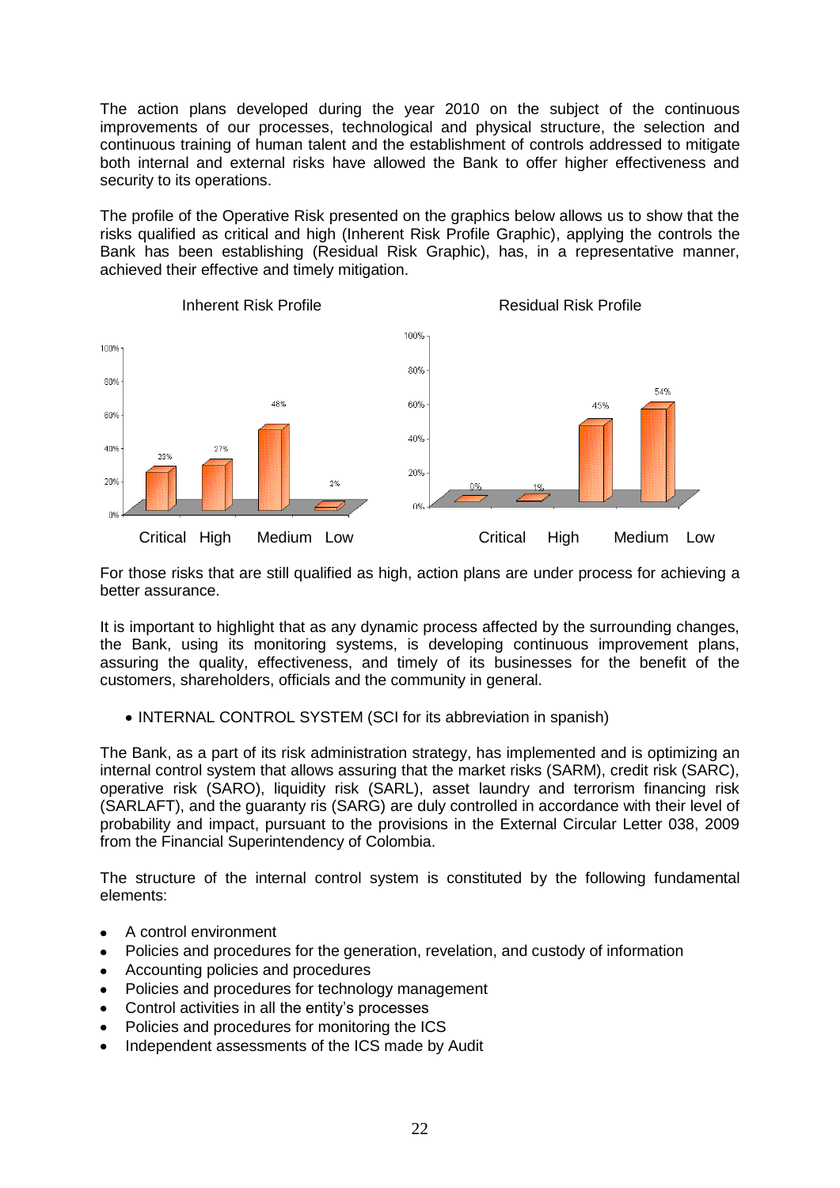The action plans developed during the year 2010 on the subject of the continuous improvements of our processes, technological and physical structure, the selection and continuous training of human talent and the establishment of controls addressed to mitigate both internal and external risks have allowed the Bank to offer higher effectiveness and security to its operations.

The profile of the Operative Risk presented on the graphics below allows us to show that the risks qualified as critical and high (Inherent Risk Profile Graphic), applying the controls the Bank has been establishing (Residual Risk Graphic), has, in a representative manner, achieved their effective and timely mitigation.

Inherent Risk Profile

| Critical | High | Medium | Low |
|---|---|---|---|
| 23% | 27% | 48% | 2% |

Residual Risk Profile

| Critical | High | Medium | Low |
|---|---|---|---|
| 0% | 1% | 45% | 54% |

For those risks that are still qualified as high, action plans are under process for achieving a better assurance.

It is important to highlight that as any dynamic process affected by the surrounding changes, the Bank, using its monitoring systems, is developing continuous improvement plans, assuring the quality, effectiveness, and timely of its businesses for the benefit of the customers, shareholders, officials and the community in general.

- INTERNAL CONTROL SYSTEM (SCI for its abbreviation in spanish)

The Bank, as a part of its risk administration strategy, has implemented and is optimizing an internal control system that allows assuring that the market risks (SARM), credit risk (SARC), operative risk (SARO), liquidity risk (SARL), asset laundry and terrorism financing risk (SARLAFT), and the guaranty ris (SARG) are duly controlled in accordance with their level of probability and impact, pursuant to the provisions in the External Circular Letter 038, 2009 from the Financial Superintendency of Colombia.

The structure of the internal control system is constituted by the following fundamental elements:

- A control environment
- Policies and procedures for the generation, revelation, and custody of information
- Accounting policies and procedures
- Policies and procedures for technology management
- Control activities in all the entity's processes
- Policies and procedures for monitoring the ICS
- Independent assessments of the ICS made by Audit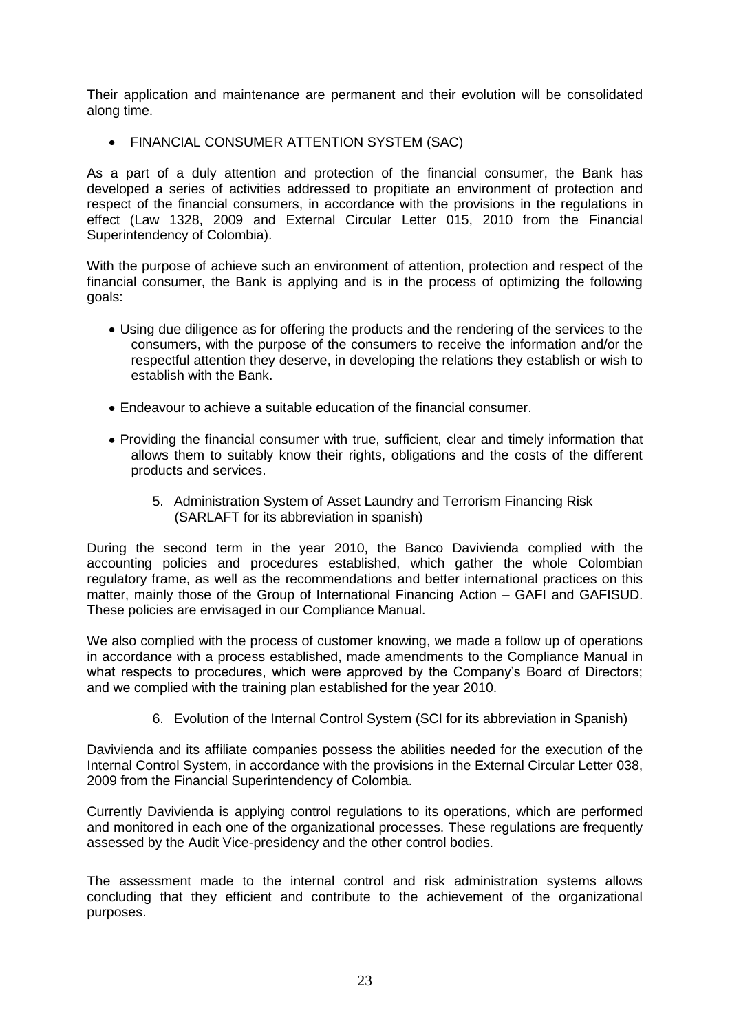Their application and maintenance are permanent and their evolution will be consolidated along time.

- FINANCIAL CONSUMER ATTENTION SYSTEM (SAC)

As a part of a duly attention and protection of the financial consumer, the Bank has developed a series of activities addressed to propitiate an environment of protection and respect of the financial consumers, in accordance with the provisions in the regulations in effect (Law 1328, 2009 and External Circular Letter 015, 2010 from the Financial Superintendency of Colombia).

With the purpose of achieve such an environment of attention, protection and respect of the financial consumer, the Bank is applying and is in the process of optimizing the following goals:

- Using due diligence as for offering the products and the rendering of the services to the consumers, with the purpose of the consumers to receive the information and/or the respectful attention they deserve, in developing the relations they establish or wish to establish with the Bank.
- Endeavour to achieve a suitable education of the financial consumer.
- Providing the financial consumer with true, sufficient, clear and timely information that allows them to suitably know their rights, obligations and the costs of the different products and services.

5. Administration System of Asset Laundry and Terrorism Financing Risk (SARLAFT for its abbreviation in spanish)

During the second term in the year 2010, the Banco Davivienda complied with the accounting policies and procedures established, which gather the whole Colombian regulatory frame, as well as the recommendations and better international practices on this matter, mainly those of the Group of International Financing Action – GAFI and GAFISUD. These policies are envisaged in our Compliance Manual.

We also complied with the process of customer knowing, we made a follow up of operations in accordance with a process established, made amendments to the Compliance Manual in what respects to procedures, which were approved by the Company's Board of Directors; and we complied with the training plan established for the year 2010.

6. Evolution of the Internal Control System (SCI for its abbreviation in Spanish)

Davivienda and its affiliate companies possess the abilities needed for the execution of the Internal Control System, in accordance with the provisions in the External Circular Letter 038, 2009 from the Financial Superintendency of Colombia.

Currently Davivienda is applying control regulations to its operations, which are performed and monitored in each one of the organizational processes. These regulations are frequently assessed by the Audit Vice-presidency and the other control bodies.

The assessment made to the internal control and risk administration systems allows concluding that they efficient and contribute to the achievement of the organizational purposes.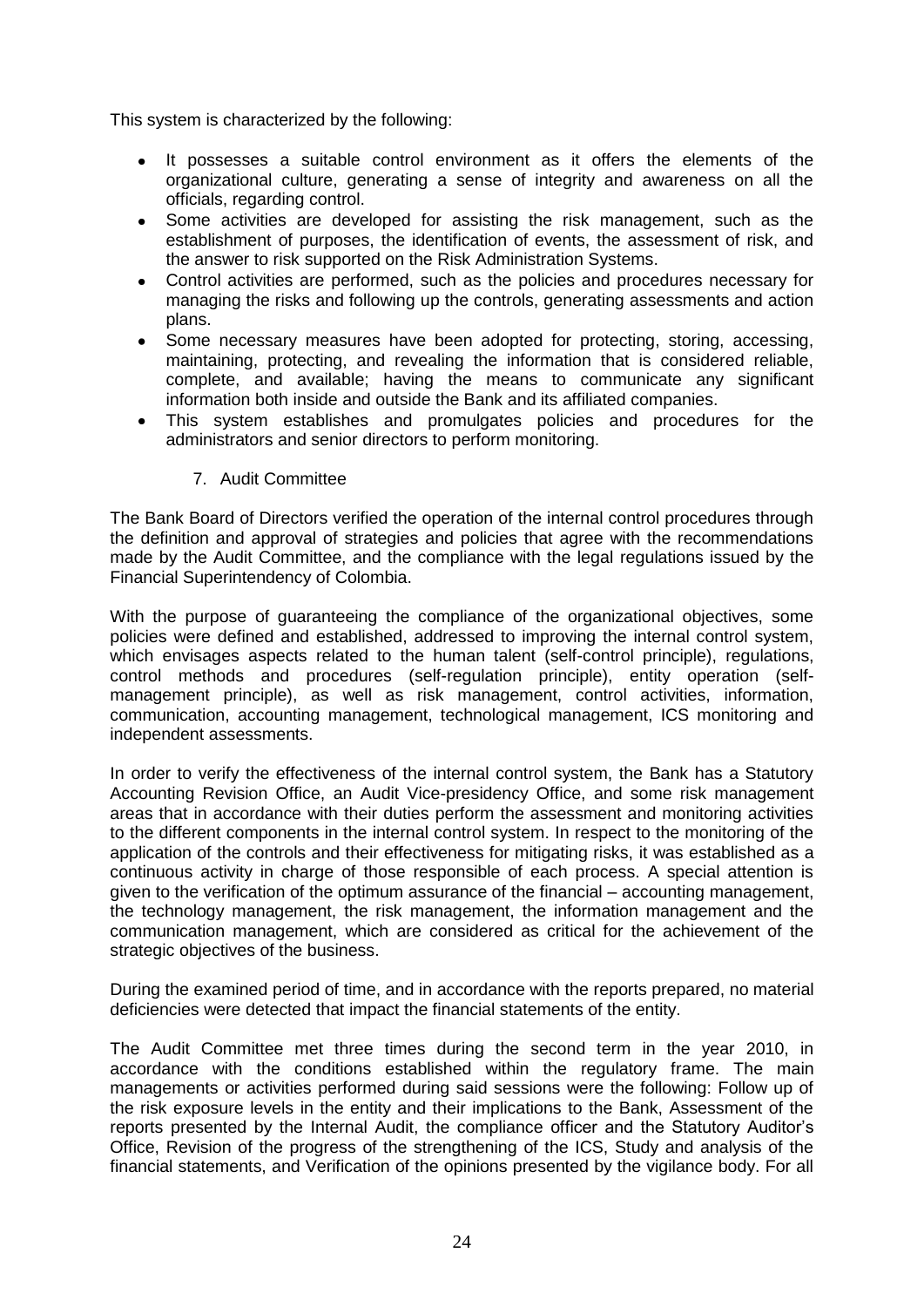This system is characterized by the following:

- It possesses a suitable control environment as it offers the elements of the organizational culture, generating a sense of integrity and awareness on all the officials, regarding control.
- Some activities are developed for assisting the risk management, such as the establishment of purposes, the identification of events, the assessment of risk, and the answer to risk supported on the Risk Administration Systems.
- Control activities are performed, such as the policies and procedures necessary for managing the risks and following up the controls, generating assessments and action plans.
- Some necessary measures have been adopted for protecting, storing, accessing, maintaining, protecting, and revealing the information that is considered reliable, complete, and available; having the means to communicate any significant information both inside and outside the Bank and its affiliated companies.
- This system establishes and promulgates policies and procedures for the administrators and senior directors to perform monitoring.

## 7. Audit Committee

The Bank Board of Directors verified the operation of the internal control procedures through the definition and approval of strategies and policies that agree with the recommendations made by the Audit Committee, and the compliance with the legal regulations issued by the Financial Superintendency of Colombia.

With the purpose of guaranteeing the compliance of the organizational objectives, some policies were defined and established, addressed to improving the internal control system, which envisages aspects related to the human talent (self-control principle), regulations, control methods and procedures (self-regulation principle), entity operation (self-management principle), as well as risk management, control activities, information, communication, accounting management, technological management, ICS monitoring and independent assessments.

In order to verify the effectiveness of the internal control system, the Bank has a Statutory Accounting Revision Office, an Audit Vice-presidency Office, and some risk management areas that in accordance with their duties perform the assessment and monitoring activities to the different components in the internal control system. In respect to the monitoring of the application of the controls and their effectiveness for mitigating risks, it was established as a continuous activity in charge of those responsible of each process. A special attention is given to the verification of the optimum assurance of the financial – accounting management, the technology management, the risk management, the information management and the communication management, which are considered as critical for the achievement of the strategic objectives of the business.

During the examined period of time, and in accordance with the reports prepared, no material deficiencies were detected that impact the financial statements of the entity.

The Audit Committee met three times during the second term in the year 2010, in accordance with the conditions established within the regulatory frame. The main managements or activities performed during said sessions were the following: Follow up of the risk exposure levels in the entity and their implications to the Bank, Assessment of the reports presented by the Internal Audit, the compliance officer and the Statutory Auditor's Office, Revision of the progress of the strengthening of the ICS, Study and analysis of the financial statements, and Verification of the opinions presented by the vigilance body. For all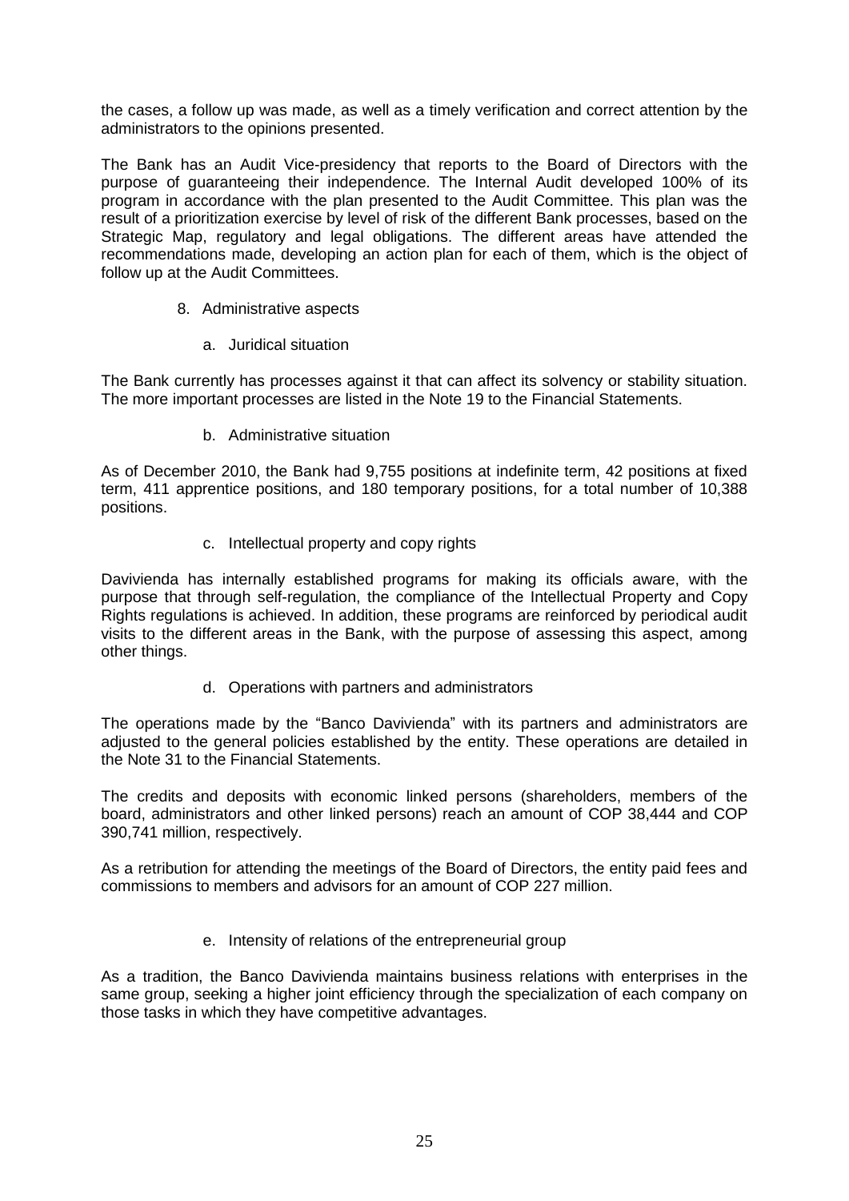the cases, a follow up was made, as well as a timely verification and correct attention by the administrators to the opinions presented.

The Bank has an Audit Vice-presidency that reports to the Board of Directors with the purpose of guaranteeing their independence. The Internal Audit developed 100% of its program in accordance with the plan presented to the Audit Committee. This plan was the result of a prioritization exercise by level of risk of the different Bank processes, based on the Strategic Map, regulatory and legal obligations. The different areas have attended the recommendations made, developing an action plan for each of them, which is the object of follow up at the Audit Committees.

8. Administrative aspects

   a. Juridical situation

The Bank currently has processes against it that can affect its solvency or stability situation. The more important processes are listed in the Note 19 to the Financial Statements.

   b. Administrative situation

As of December 2010, the Bank had 9,755 positions at indefinite term, 42 positions at fixed term, 411 apprentice positions, and 180 temporary positions, for a total number of 10,388 positions.

   c. Intellectual property and copy rights

Davivienda has internally established programs for making its officials aware, with the purpose that through self-regulation, the compliance of the Intellectual Property and Copy Rights regulations is achieved. In addition, these programs are reinforced by periodical audit visits to the different areas in the Bank, with the purpose of assessing this aspect, among other things.

   d. Operations with partners and administrators

The operations made by the "Banco Davivienda" with its partners and administrators are adjusted to the general policies established by the entity. These operations are detailed in the Note 31 to the Financial Statements.

The credits and deposits with economic linked persons (shareholders, members of the board, administrators and other linked persons) reach an amount of COP 38,444 and COP 390,741 million, respectively.

As a retribution for attending the meetings of the Board of Directors, the entity paid fees and commissions to members and advisors for an amount of COP 227 million.

   e. Intensity of relations of the entrepreneurial group

As a tradition, the Banco Davivienda maintains business relations with enterprises in the same group, seeking a higher joint efficiency through the specialization of each company on those tasks in which they have competitive advantages.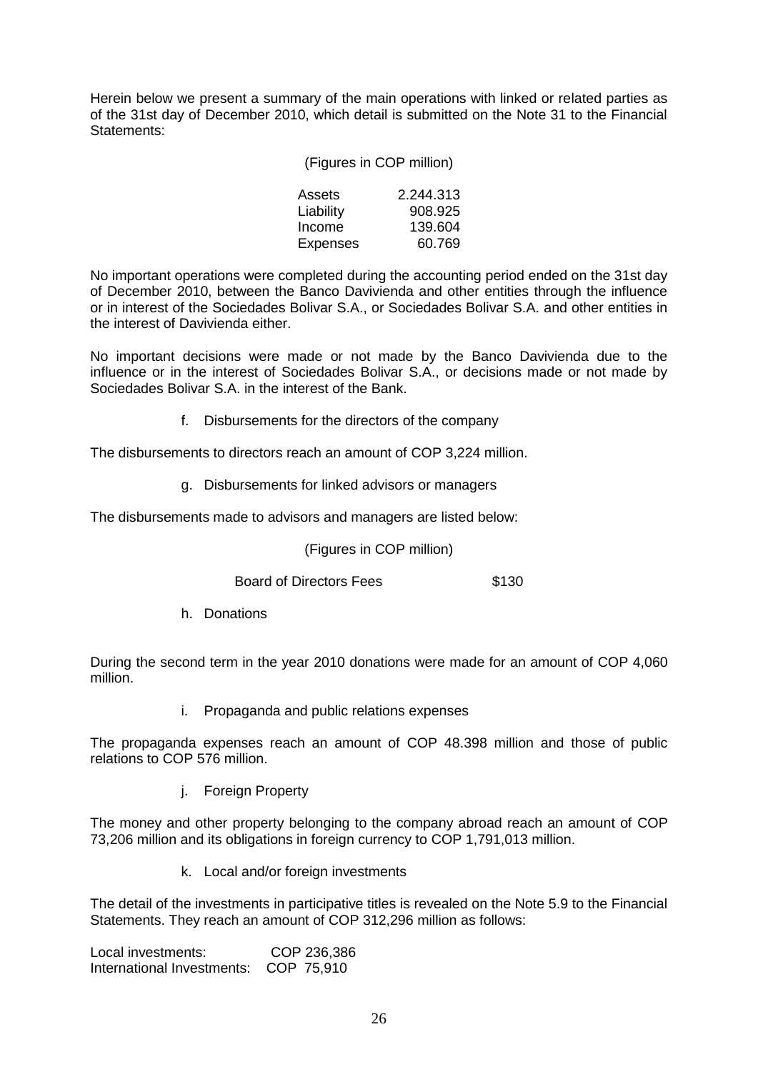Herein below we present a summary of the main operations with linked or related parties as of the 31st day of December 2010, which detail is submitted on the Note 31 to the Financial Statements:

(Figures in COP million)

| | |
|---|---|
| Assets | 2.244.313 |
| Liability | 908.925 |
| Income | 139.604 |
| Expenses | 60.769 |

No important operations were completed during the accounting period ended on the 31st day of December 2010, between the Banco Davivienda and other entities through the influence or in interest of the Sociedades Bolivar S.A., or Sociedades Bolivar S.A. and other entities in the interest of Davivienda either.

No important decisions were made or not made by the Banco Davivienda due to the influence or in the interest of Sociedades Bolivar S.A., or decisions made or not made by Sociedades Bolivar S.A. in the interest of the Bank.

f. Disbursements for the directors of the company

The disbursements to directors reach an amount of COP 3,224 million.

g. Disbursements for linked advisors or managers

The disbursements made to advisors and managers are listed below:

(Figures in COP million)

| | |
|---|---|
| Board of Directors Fees | $130 |

h. Donations

During the second term in the year 2010 donations were made for an amount of COP 4,060 million.

i. Propaganda and public relations expenses

The propaganda expenses reach an amount of COP 48.398 million and those of public relations to COP 576 million.

j. Foreign Property

The money and other property belonging to the company abroad reach an amount of COP 73,206 million and its obligations in foreign currency to COP 1,791,013 million.

k. Local and/or foreign investments

The detail of the investments in participative titles is revealed on the Note 5.9 to the Financial Statements. They reach an amount of COP 312,296 million as follows:

| | |
|---|---|
| Local investments: | COP 236,386 |
| International Investments: | COP 75,910 |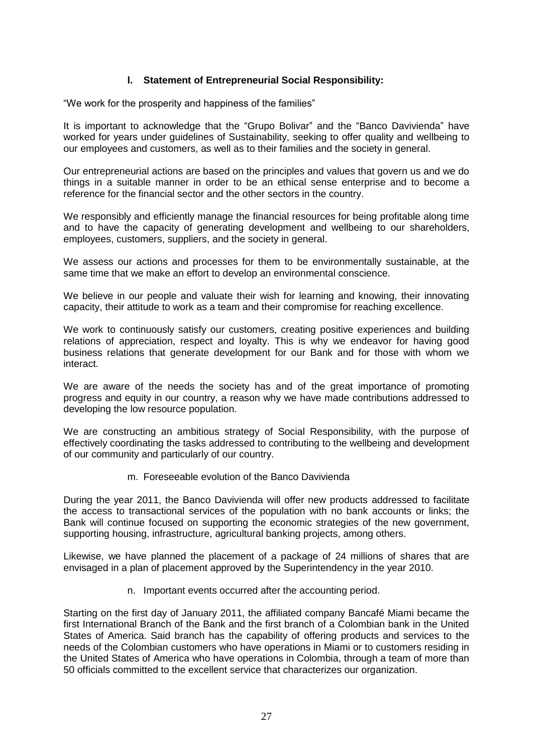### l. Statement of Entrepreneurial Social Responsibility:

"We work for the prosperity and happiness of the families"

It is important to acknowledge that the "Grupo Bolivar" and the "Banco Davivienda" have worked for years under guidelines of Sustainability, seeking to offer quality and wellbeing to our employees and customers, as well as to their families and the society in general.

Our entrepreneurial actions are based on the principles and values that govern us and we do things in a suitable manner in order to be an ethical sense enterprise and to become a reference for the financial sector and the other sectors in the country.

We responsibly and efficiently manage the financial resources for being profitable along time and to have the capacity of generating development and wellbeing to our shareholders, employees, customers, suppliers, and the society in general.

We assess our actions and processes for them to be environmentally sustainable, at the same time that we make an effort to develop an environmental conscience.

We believe in our people and valuate their wish for learning and knowing, their innovating capacity, their attitude to work as a team and their compromise for reaching excellence.

We work to continuously satisfy our customers, creating positive experiences and building relations of appreciation, respect and loyalty. This is why we endeavor for having good business relations that generate development for our Bank and for those with whom we interact.

We are aware of the needs the society has and of the great importance of promoting progress and equity in our country, a reason why we have made contributions addressed to developing the low resource population.

We are constructing an ambitious strategy of Social Responsibility, with the purpose of effectively coordinating the tasks addressed to contributing to the wellbeing and development of our community and particularly of our country.

### m. Foreseeable evolution of the Banco Davivienda

During the year 2011, the Banco Davivienda will offer new products addressed to facilitate the access to transactional services of the population with no bank accounts or links; the Bank will continue focused on supporting the economic strategies of the new government, supporting housing, infrastructure, agricultural banking projects, among others.

Likewise, we have planned the placement of a package of 24 millions of shares that are envisaged in a plan of placement approved by the Superintendency in the year 2010.

### n. Important events occurred after the accounting period.

Starting on the first day of January 2011, the affiliated company Bancafé Miami became the first International Branch of the Bank and the first branch of a Colombian bank in the United States of America. Said branch has the capability of offering products and services to the needs of the Colombian customers who have operations in Miami or to customers residing in the United States of America who have operations in Colombia, through a team of more than 50 officials committed to the excellent service that characterizes our organization.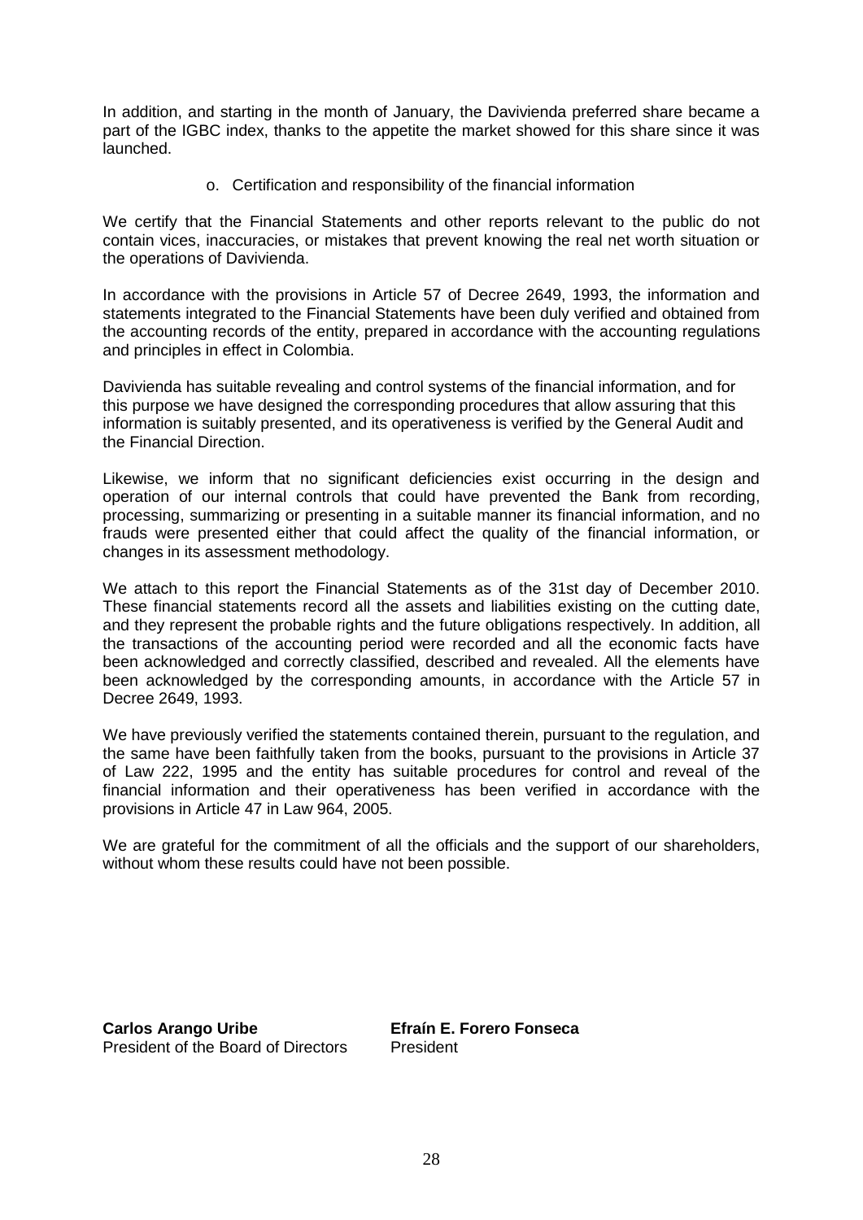In addition, and starting in the month of January, the Davivienda preferred share became a part of the IGBC index, thanks to the appetite the market showed for this share since it was launched.

o. Certification and responsibility of the financial information

We certify that the Financial Statements and other reports relevant to the public do not contain vices, inaccuracies, or mistakes that prevent knowing the real net worth situation or the operations of Davivienda.

In accordance with the provisions in Article 57 of Decree 2649, 1993, the information and statements integrated to the Financial Statements have been duly verified and obtained from the accounting records of the entity, prepared in accordance with the accounting regulations and principles in effect in Colombia.

Davivienda has suitable revealing and control systems of the financial information, and for this purpose we have designed the corresponding procedures that allow assuring that this information is suitably presented, and its operativeness is verified by the General Audit and the Financial Direction.

Likewise, we inform that no significant deficiencies exist occurring in the design and operation of our internal controls that could have prevented the Bank from recording, processing, summarizing or presenting in a suitable manner its financial information, and no frauds were presented either that could affect the quality of the financial information, or changes in its assessment methodology.

We attach to this report the Financial Statements as of the 31st day of December 2010. These financial statements record all the assets and liabilities existing on the cutting date, and they represent the probable rights and the future obligations respectively. In addition, all the transactions of the accounting period were recorded and all the economic facts have been acknowledged and correctly classified, described and revealed. All the elements have been acknowledged by the corresponding amounts, in accordance with the Article 57 in Decree 2649, 1993.

We have previously verified the statements contained therein, pursuant to the regulation, and the same have been faithfully taken from the books, pursuant to the provisions in Article 37 of Law 222, 1995 and the entity has suitable procedures for control and reveal of the financial information and their operativeness has been verified in accordance with the provisions in Article 47 in Law 964, 2005.

We are grateful for the commitment of all the officials and the support of our shareholders, without whom these results could have not been possible.

**Carlos Arango Uribe**
President of the Board of Directors

**Efraín E. Forero Fonseca**
President